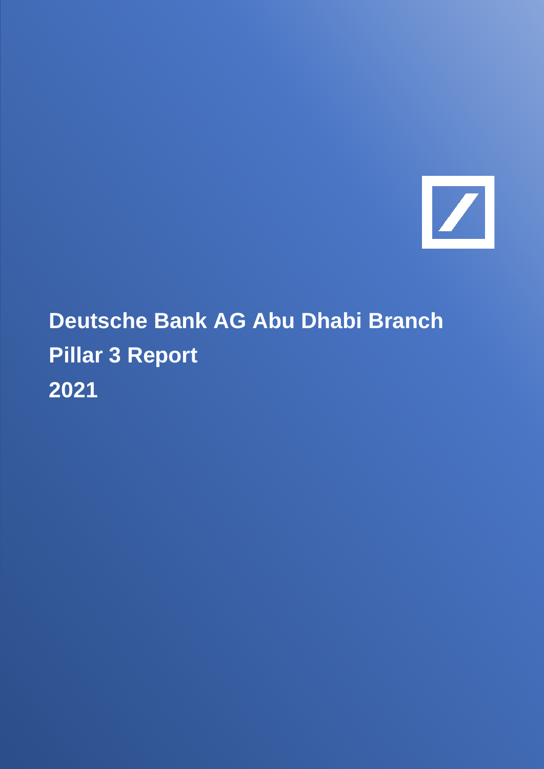# Deutsche Bank AG Abu Dhabi Branch

# Pillar 3 Report

# 2021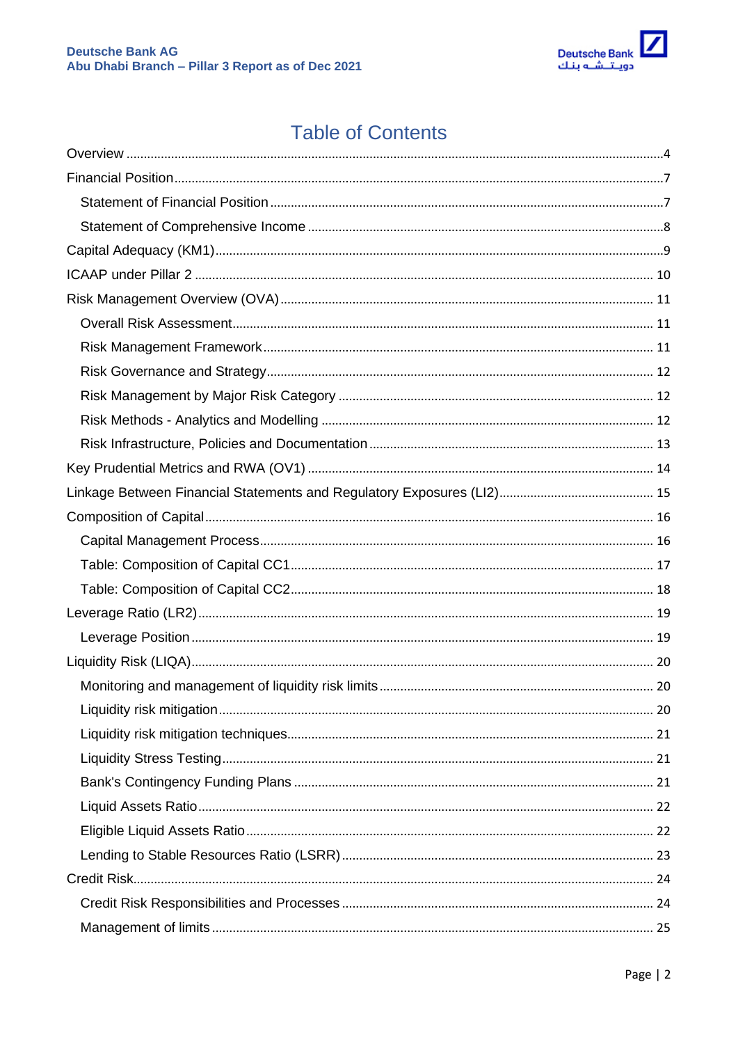# Table of Contents

Overview ....................................................................................................................................4

Financial Position ......................................................................................................................7

- Statement of Financial Position ..........................................................................................7
- Statement of Comprehensive Income ..................................................................................8

Capital Adequacy (KM1) ..........................................................................................................9

ICAAP under Pillar 2 .............................................................................................................. 10

Risk Management Overview (OVA) ........................................................................................ 11

- Overall Risk Assessment ................................................................................................ 11
- Risk Management Framework ......................................................................................... 11
- Risk Governance and Strategy ......................................................................................... 12
- Risk Management by Major Risk Category ....................................................................... 12
- Risk Methods - Analytics and Modelling .......................................................................... 12
- Risk Infrastructure, Policies and Documentation ............................................................. 13

Key Prudential Metrics and RWA (OV1) ................................................................................ 14

Linkage Between Financial Statements and Regulatory Exposures (LI2) .............................. 15

Composition of Capital ........................................................................................................... 16

- Capital Management Process .......................................................................................... 16
- Table: Composition of Capital CC1 .................................................................................. 17
- Table: Composition of Capital CC2 .................................................................................. 18

Leverage Ratio (LR2) ............................................................................................................. 19

- Leverage Position ............................................................................................................ 19

Liquidity Risk (LIQA) .............................................................................................................. 20

- Monitoring and management of liquidity risk limits ......................................................... 20
- Liquidity risk mitigation .................................................................................................... 20
- Liquidity risk mitigation techniques .................................................................................. 21
- Liquidity Stress Testing ................................................................................................... 21
- Bank's Contingency Funding Plans ................................................................................. 21
- Liquid Assets Ratio .......................................................................................................... 22
- Eligible Liquid Assets Ratio ............................................................................................. 22
- Lending to Stable Resources Ratio (LSRR) ..................................................................... 23

Credit Risk .............................................................................................................................. 24

- Credit Risk Responsibilities and Processes ..................................................................... 24
- Management of limits ....................................................................................................... 25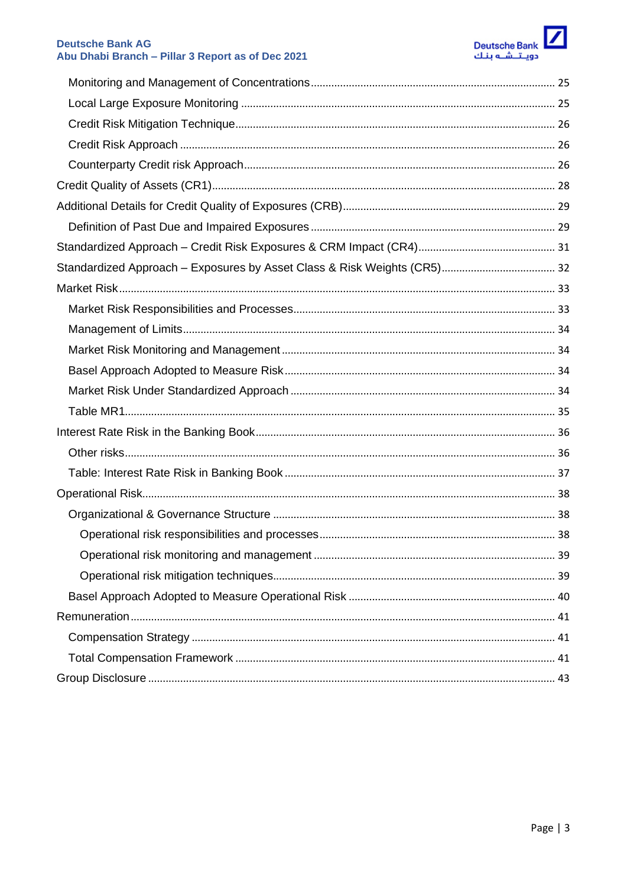- Monitoring and Management of Concentrations .......... 25
- Local Large Exposure Monitoring .......... 25
- Credit Risk Mitigation Technique .......... 26
- Credit Risk Approach .......... 26
- Counterparty Credit risk Approach .......... 26

Credit Quality of Assets (CR1) .......... 28

Additional Details for Credit Quality of Exposures (CRB) .......... 29

- Definition of Past Due and Impaired Exposures .......... 29

Standardized Approach – Credit Risk Exposures & CRM Impact (CR4) .......... 31

Standardized Approach – Exposures by Asset Class & Risk Weights (CR5) .......... 32

Market Risk .......... 33

- Market Risk Responsibilities and Processes .......... 33
- Management of Limits .......... 34
- Market Risk Monitoring and Management .......... 34
- Basel Approach Adopted to Measure Risk .......... 34
- Market Risk Under Standardized Approach .......... 34
- Table MR1 .......... 35

Interest Rate Risk in the Banking Book .......... 36

- Other risks .......... 36
- Table: Interest Rate Risk in Banking Book .......... 37

Operational Risk .......... 38

- Organizational & Governance Structure .......... 38
  - Operational risk responsibilities and processes .......... 38
  - Operational risk monitoring and management .......... 39
  - Operational risk mitigation techniques .......... 39
- Basel Approach Adopted to Measure Operational Risk .......... 40

Remuneration .......... 41

- Compensation Strategy .......... 41
- Total Compensation Framework .......... 41

Group Disclosure .......... 43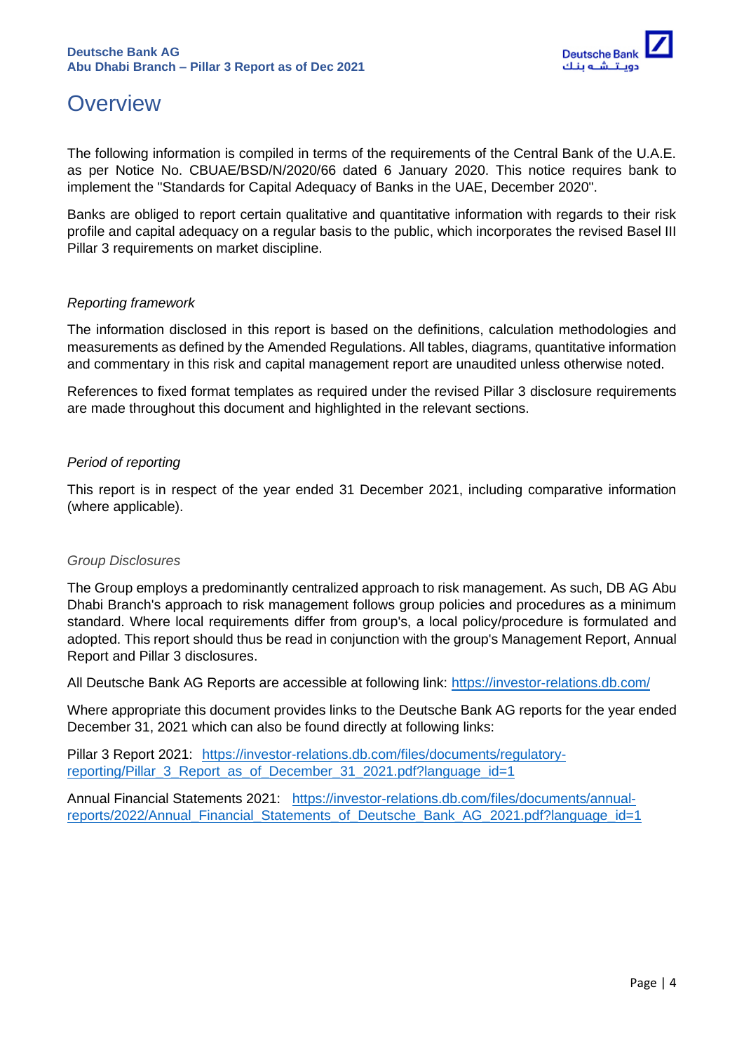# Overview

The following information is compiled in terms of the requirements of the Central Bank of the U.A.E. as per Notice No. CBUAE/BSD/N/2020/66 dated 6 January 2020. This notice requires bank to implement the "Standards for Capital Adequacy of Banks in the UAE, December 2020".

Banks are obliged to report certain qualitative and quantitative information with regards to their risk profile and capital adequacy on a regular basis to the public, which incorporates the revised Basel III Pillar 3 requirements on market discipline.

*Reporting framework*

The information disclosed in this report is based on the definitions, calculation methodologies and measurements as defined by the Amended Regulations. All tables, diagrams, quantitative information and commentary in this risk and capital management report are unaudited unless otherwise noted.

References to fixed format templates as required under the revised Pillar 3 disclosure requirements are made throughout this document and highlighted in the relevant sections.

*Period of reporting*

This report is in respect of the year ended 31 December 2021, including comparative information (where applicable).

*Group Disclosures*

The Group employs a predominantly centralized approach to risk management. As such, DB AG Abu Dhabi Branch's approach to risk management follows group policies and procedures as a minimum standard. Where local requirements differ from group's, a local policy/procedure is formulated and adopted. This report should thus be read in conjunction with the group's Management Report, Annual Report and Pillar 3 disclosures.

All Deutsche Bank AG Reports are accessible at following link: https://investor-relations.db.com/

Where appropriate this document provides links to the Deutsche Bank AG reports for the year ended December 31, 2021 which can also be found directly at following links:

Pillar 3 Report 2021: https://investor-relations.db.com/files/documents/regulatory-reporting/Pillar_3_Report_as_of_December_31_2021.pdf?language_id=1

Annual Financial Statements 2021: https://investor-relations.db.com/files/documents/annual-reports/2022/Annual_Financial_Statements_of_Deutsche_Bank_AG_2021.pdf?language_id=1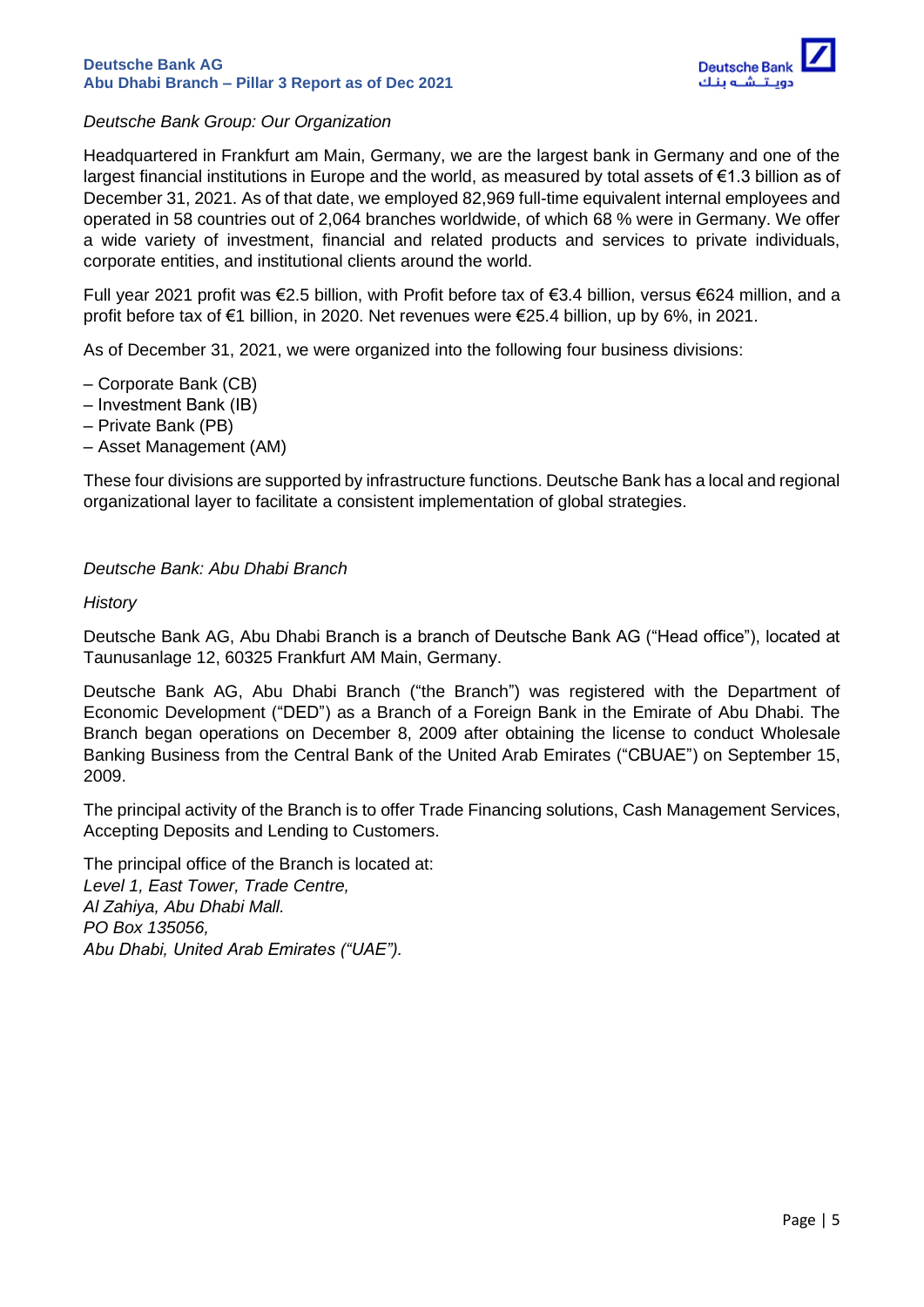*Deutsche Bank Group: Our Organization*

Headquartered in Frankfurt am Main, Germany, we are the largest bank in Germany and one of the largest financial institutions in Europe and the world, as measured by total assets of €1.3 billion as of December 31, 2021. As of that date, we employed 82,969 full-time equivalent internal employees and operated in 58 countries out of 2,064 branches worldwide, of which 68 % were in Germany. We offer a wide variety of investment, financial and related products and services to private individuals, corporate entities, and institutional clients around the world.

Full year 2021 profit was €2.5 billion, with Profit before tax of €3.4 billion, versus €624 million, and a profit before tax of €1 billion, in 2020. Net revenues were €25.4 billion, up by 6%, in 2021.

As of December 31, 2021, we were organized into the following four business divisions:

– Corporate Bank (CB)
– Investment Bank (IB)
– Private Bank (PB)
– Asset Management (AM)

These four divisions are supported by infrastructure functions. Deutsche Bank has a local and regional organizational layer to facilitate a consistent implementation of global strategies.

*Deutsche Bank: Abu Dhabi Branch*

*History*

Deutsche Bank AG, Abu Dhabi Branch is a branch of Deutsche Bank AG ("Head office"), located at Taunusanlage 12, 60325 Frankfurt AM Main, Germany.

Deutsche Bank AG, Abu Dhabi Branch ("the Branch") was registered with the Department of Economic Development ("DED") as a Branch of a Foreign Bank in the Emirate of Abu Dhabi. The Branch began operations on December 8, 2009 after obtaining the license to conduct Wholesale Banking Business from the Central Bank of the United Arab Emirates ("CBUAE") on September 15, 2009.

The principal activity of the Branch is to offer Trade Financing solutions, Cash Management Services, Accepting Deposits and Lending to Customers.

The principal office of the Branch is located at:
*Level 1, East Tower, Trade Centre,*
*Al Zahiya, Abu Dhabi Mall.*
*PO Box 135056,*
*Abu Dhabi, United Arab Emirates ("UAE").*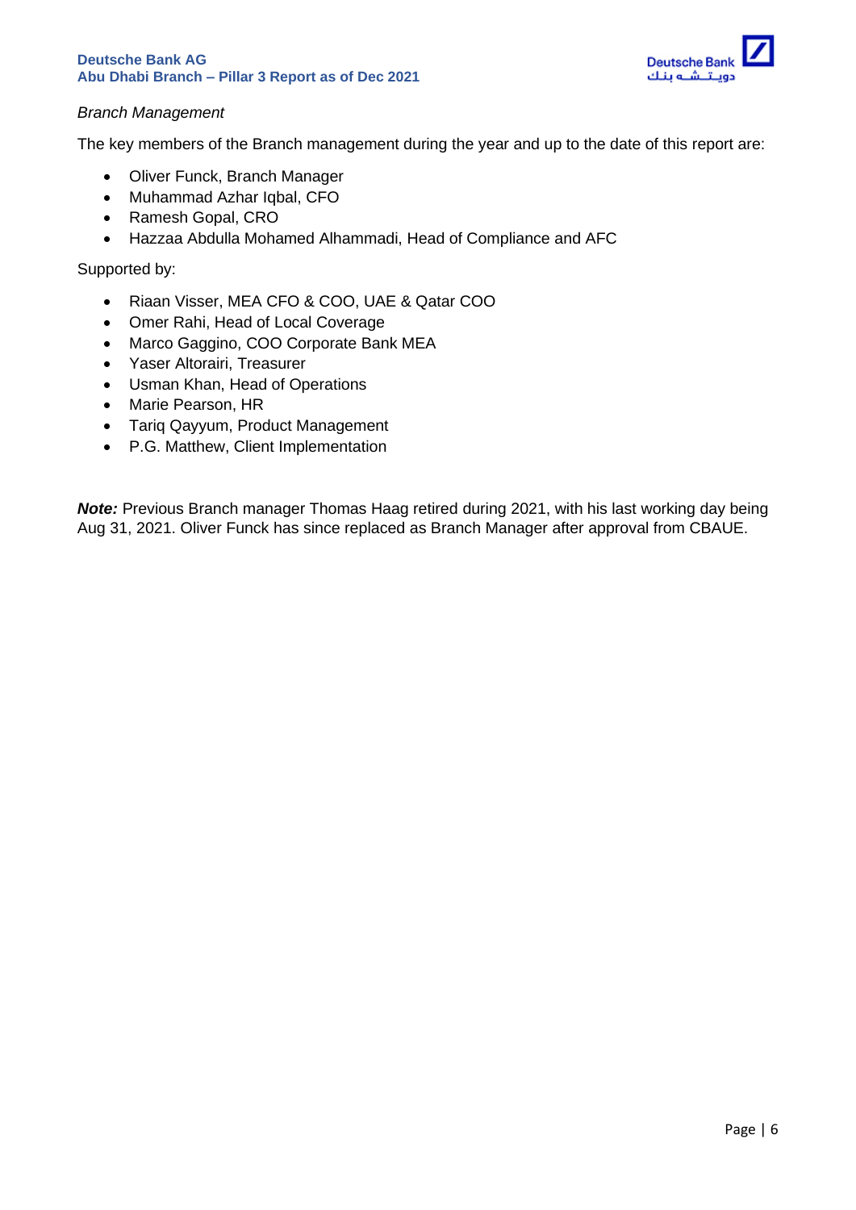*Branch Management*

The key members of the Branch management during the year and up to the date of this report are:

- Oliver Funck, Branch Manager
- Muhammad Azhar Iqbal, CFO
- Ramesh Gopal, CRO
- Hazzaa Abdulla Mohamed Alhammadi, Head of Compliance and AFC

Supported by:

- Riaan Visser, MEA CFO & COO, UAE & Qatar COO
- Omer Rahi, Head of Local Coverage
- Marco Gaggino, COO Corporate Bank MEA
- Yaser Altorairi, Treasurer
- Usman Khan, Head of Operations
- Marie Pearson, HR
- Tariq Qayyum, Product Management
- P.G. Matthew, Client Implementation

***Note:*** Previous Branch manager Thomas Haag retired during 2021, with his last working day being Aug 31, 2021. Oliver Funck has since replaced as Branch Manager after approval from CBAUE.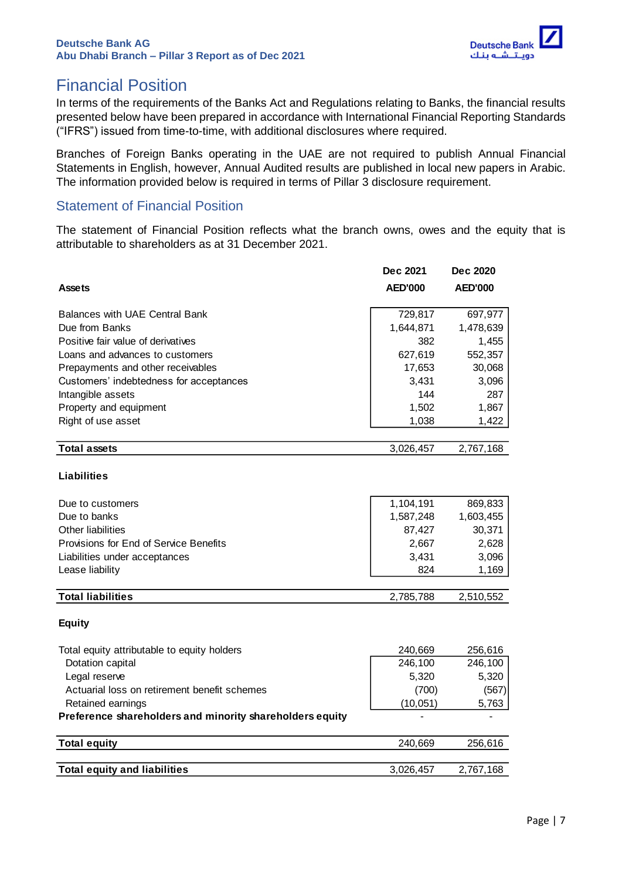# Financial Position

In terms of the requirements of the Banks Act and Regulations relating to Banks, the financial results presented below have been prepared in accordance with International Financial Reporting Standards ("IFRS") issued from time-to-time, with additional disclosures where required.

Branches of Foreign Banks operating in the UAE are not required to publish Annual Financial Statements in English, however, Annual Audited results are published in local new papers in Arabic. The information provided below is required in terms of Pillar 3 disclosure requirement.

## Statement of Financial Position

The statement of Financial Position reflects what the branch owns, owes and the equity that is attributable to shareholders as at 31 December 2021.

| | Dec 2021 | Dec 2020 |
|---|---|---|
| **Assets** | **AED'000** | **AED'000** |
| Balances with UAE Central Bank | 729,817 | 697,977 |
| Due from Banks | 1,644,871 | 1,478,639 |
| Positive fair value of derivatives | 382 | 1,455 |
| Loans and advances to customers | 627,619 | 552,357 |
| Prepayments and other receivables | 17,653 | 30,068 |
| Customers' indebtedness for acceptances | 3,431 | 3,096 |
| Intangible assets | 144 | 287 |
| Property and equipment | 1,502 | 1,867 |
| Right of use asset | 1,038 | 1,422 |
| **Total assets** | 3,026,457 | 2,767,168 |
| **Liabilities** | | |
| Due to customers | 1,104,191 | 869,833 |
| Due to banks | 1,587,248 | 1,603,455 |
| Other liabilities | 87,427 | 30,371 |
| Provisions for End of Service Benefits | 2,667 | 2,628 |
| Liabilities under acceptances | 3,431 | 3,096 |
| Lease liability | 824 | 1,169 |
| **Total liabilities** | 2,785,788 | 2,510,552 |
| **Equity** | | |
| Total equity attributable to equity holders | 240,669 | 256,616 |
| Dotation capital | 246,100 | 246,100 |
| Legal reserve | 5,320 | 5,320 |
| Actuarial loss on retirement benefit schemes | (700) | (567) |
| Retained earnings | (10,051) | 5,763 |
| **Preference shareholders and minority shareholders equity** | - | - |
| **Total equity** | 240,669 | 256,616 |
| **Total equity and liabilities** | 3,026,457 | 2,767,168 |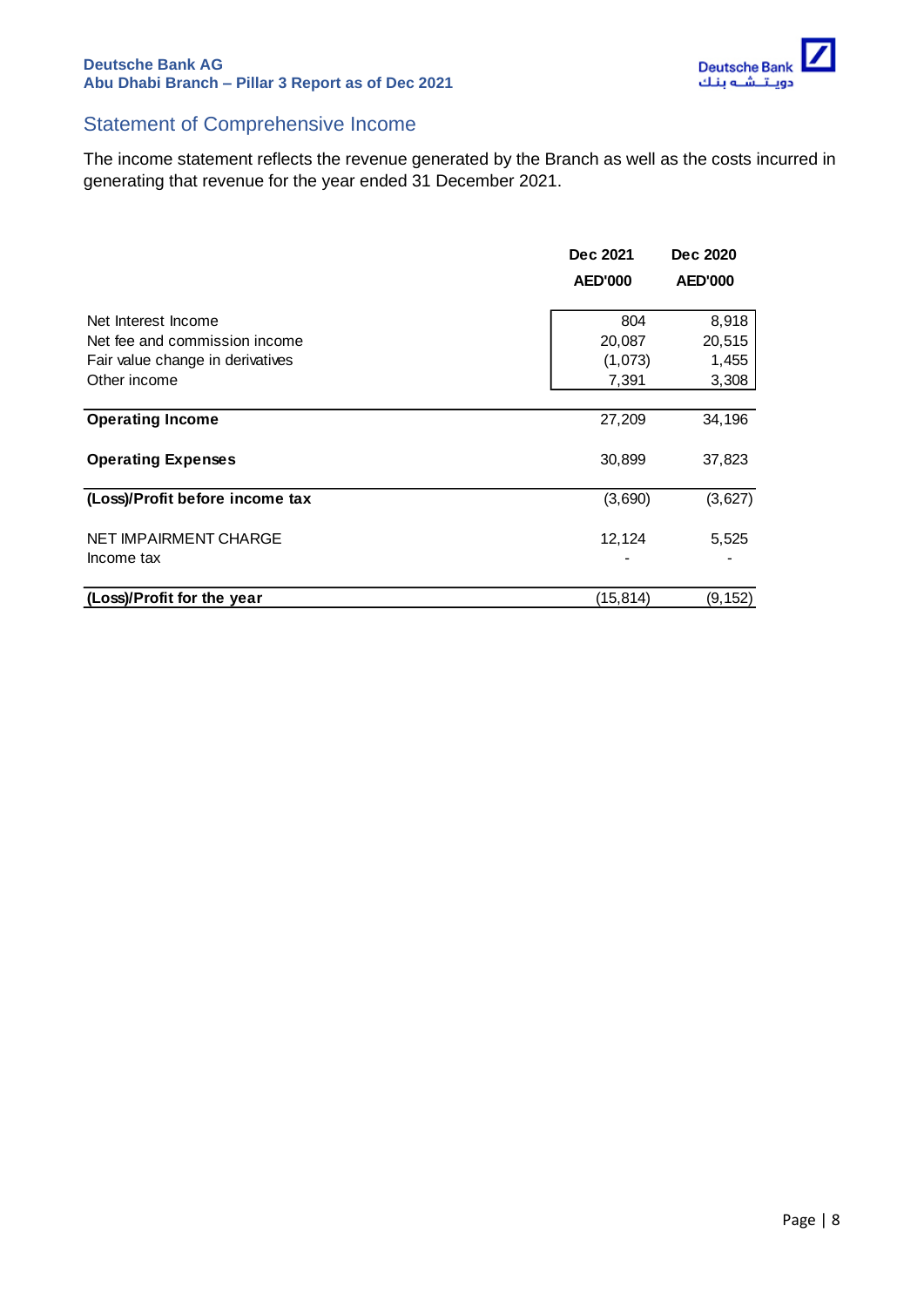## Statement of Comprehensive Income

The income statement reflects the revenue generated by the Branch as well as the costs incurred in generating that revenue for the year ended 31 December 2021.

| | Dec 2021<br>AED'000 | Dec 2020<br>AED'000 |
|---|---|---|
| Net Interest Income | 804 | 8,918 |
| Net fee and commission income | 20,087 | 20,515 |
| Fair value change in derivatives | (1,073) | 1,455 |
| Other income | 7,391 | 3,308 |
| **Operating Income** | 27,209 | 34,196 |
| **Operating Expenses** | 30,899 | 37,823 |
| **(Loss)/Profit before income tax** | (3,690) | (3,627) |
| NET IMPAIRMENT CHARGE | 12,124 | 5,525 |
| Income tax | - | - |
| **(Loss)/Profit for the year** | (15,814) | (9,152) |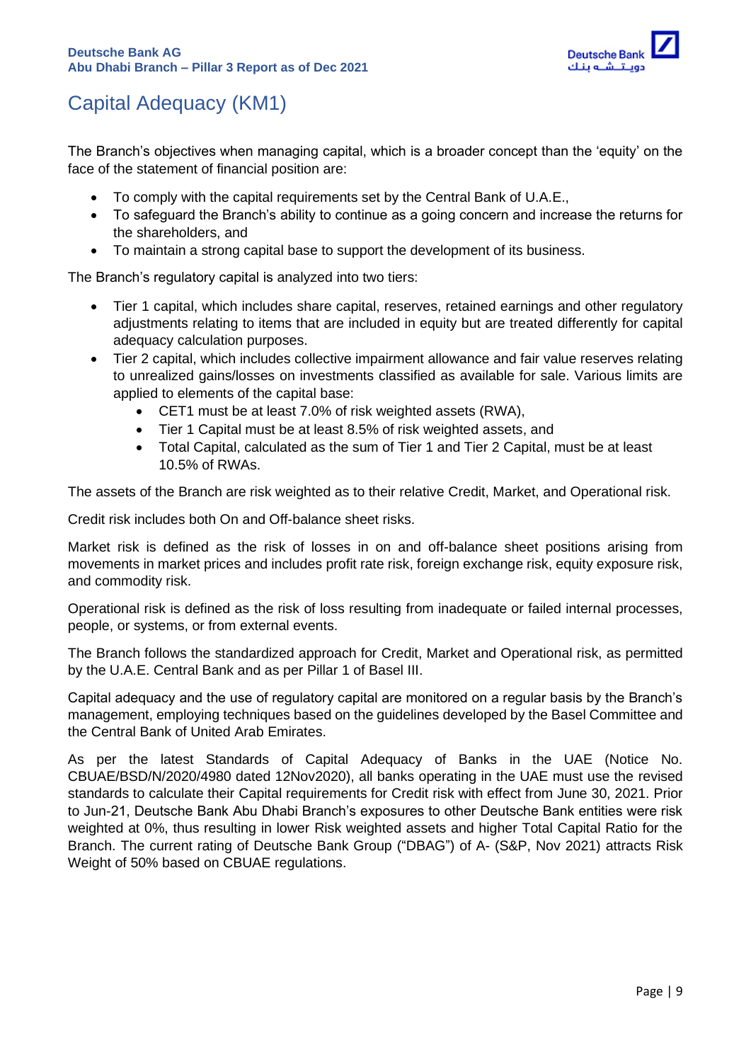# Capital Adequacy (KM1)

The Branch's objectives when managing capital, which is a broader concept than the 'equity' on the face of the statement of financial position are:

- To comply with the capital requirements set by the Central Bank of U.A.E.,
- To safeguard the Branch's ability to continue as a going concern and increase the returns for the shareholders, and
- To maintain a strong capital base to support the development of its business.

The Branch's regulatory capital is analyzed into two tiers:

- Tier 1 capital, which includes share capital, reserves, retained earnings and other regulatory adjustments relating to items that are included in equity but are treated differently for capital adequacy calculation purposes.
- Tier 2 capital, which includes collective impairment allowance and fair value reserves relating to unrealized gains/losses on investments classified as available for sale. Various limits are applied to elements of the capital base:
  - CET1 must be at least 7.0% of risk weighted assets (RWA),
  - Tier 1 Capital must be at least 8.5% of risk weighted assets, and
  - Total Capital, calculated as the sum of Tier 1 and Tier 2 Capital, must be at least 10.5% of RWAs.

The assets of the Branch are risk weighted as to their relative Credit, Market, and Operational risk.

Credit risk includes both On and Off-balance sheet risks.

Market risk is defined as the risk of losses in on and off-balance sheet positions arising from movements in market prices and includes profit rate risk, foreign exchange risk, equity exposure risk, and commodity risk.

Operational risk is defined as the risk of loss resulting from inadequate or failed internal processes, people, or systems, or from external events.

The Branch follows the standardized approach for Credit, Market and Operational risk, as permitted by the U.A.E. Central Bank and as per Pillar 1 of Basel III.

Capital adequacy and the use of regulatory capital are monitored on a regular basis by the Branch's management, employing techniques based on the guidelines developed by the Basel Committee and the Central Bank of United Arab Emirates.

As per the latest Standards of Capital Adequacy of Banks in the UAE (Notice No. CBUAE/BSD/N/2020/4980 dated 12Nov2020), all banks operating in the UAE must use the revised standards to calculate their Capital requirements for Credit risk with effect from June 30, 2021. Prior to Jun-21, Deutsche Bank Abu Dhabi Branch's exposures to other Deutsche Bank entities were risk weighted at 0%, thus resulting in lower Risk weighted assets and higher Total Capital Ratio for the Branch. The current rating of Deutsche Bank Group ("DBAG") of A- (S&P, Nov 2021) attracts Risk Weight of 50% based on CBUAE regulations.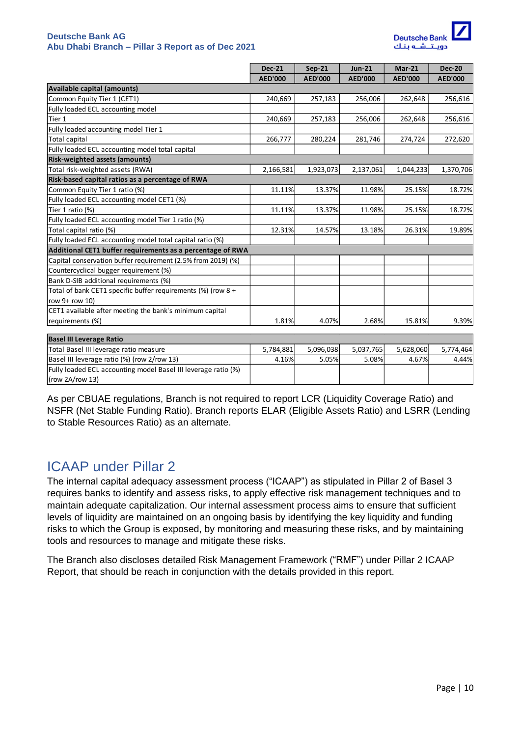| | Dec-21 | Sep-21 | Jun-21 | Mar-21 | Dec-20 |
|---|---|---|---|---|---|
| | AED'000 | AED'000 | AED'000 | AED'000 | AED'000 |
| **Available capital (amounts)** | | | | | |
| Common Equity Tier 1 (CET1) | 240,669 | 257,183 | 256,006 | 262,648 | 256,616 |
| Fully loaded ECL accounting model | | | | | |
| Tier 1 | 240,669 | 257,183 | 256,006 | 262,648 | 256,616 |
| Fully loaded accounting model Tier 1 | | | | | |
| Total capital | 266,777 | 280,224 | 281,746 | 274,724 | 272,620 |
| Fully loaded ECL accounting model total capital | | | | | |
| **Risk-weighted assets (amounts)** | | | | | |
| Total risk-weighted assets (RWA) | 2,166,581 | 1,923,073 | 2,137,061 | 1,044,233 | 1,370,706 |
| **Risk-based capital ratios as a percentage of RWA** | | | | | |
| Common Equity Tier 1 ratio (%) | 11.11% | 13.37% | 11.98% | 25.15% | 18.72% |
| Fully loaded ECL accounting model CET1 (%) | | | | | |
| Tier 1 ratio (%) | 11.11% | 13.37% | 11.98% | 25.15% | 18.72% |
| Fully loaded ECL accounting model Tier 1 ratio (%) | | | | | |
| Total capital ratio (%) | 12.31% | 14.57% | 13.18% | 26.31% | 19.89% |
| Fully loaded ECL accounting model total capital ratio (%) | | | | | |
| **Additional CET1 buffer requirements as a percentage of RWA** | | | | | |
| Capital conservation buffer requirement (2.5% from 2019) (%) | | | | | |
| Countercyclical bugger requirement (%) | | | | | |
| Bank D-SIB additional requirements (%) | | | | | |
| Total of bank CET1 specific buffer requirements (%) (row 8 + row 9+ row 10) | | | | | |
| CET1 available after meeting the bank's minimum capital requirements (%) | 1.81% | 4.07% | 2.68% | 15.81% | 9.39% |
| **Basel III Leverage Ratio** | | | | | |
| Total Basel III leverage ratio measure | 5,784,881 | 5,096,038 | 5,037,765 | 5,628,060 | 5,774,464 |
| Basel III leverage ratio (%) (row 2/row 13) | 4.16% | 5.05% | 5.08% | 4.67% | 4.44% |
| Fully loaded ECL accounting model Basel III leverage ratio (%) (row 2A/row 13) | | | | | |

As per CBUAE regulations, Branch is not required to report LCR (Liquidity Coverage Ratio) and NSFR (Net Stable Funding Ratio). Branch reports ELAR (Eligible Assets Ratio) and LSRR (Lending to Stable Resources Ratio) as an alternate.

# ICAAP under Pillar 2

The internal capital adequacy assessment process ("ICAAP") as stipulated in Pillar 2 of Basel 3 requires banks to identify and assess risks, to apply effective risk management techniques and to maintain adequate capitalization. Our internal assessment process aims to ensure that sufficient levels of liquidity are maintained on an ongoing basis by identifying the key liquidity and funding risks to which the Group is exposed, by monitoring and measuring these risks, and by maintaining tools and resources to manage and mitigate these risks.

The Branch also discloses detailed Risk Management Framework ("RMF") under Pillar 2 ICAAP Report, that should be reach in conjunction with the details provided in this report.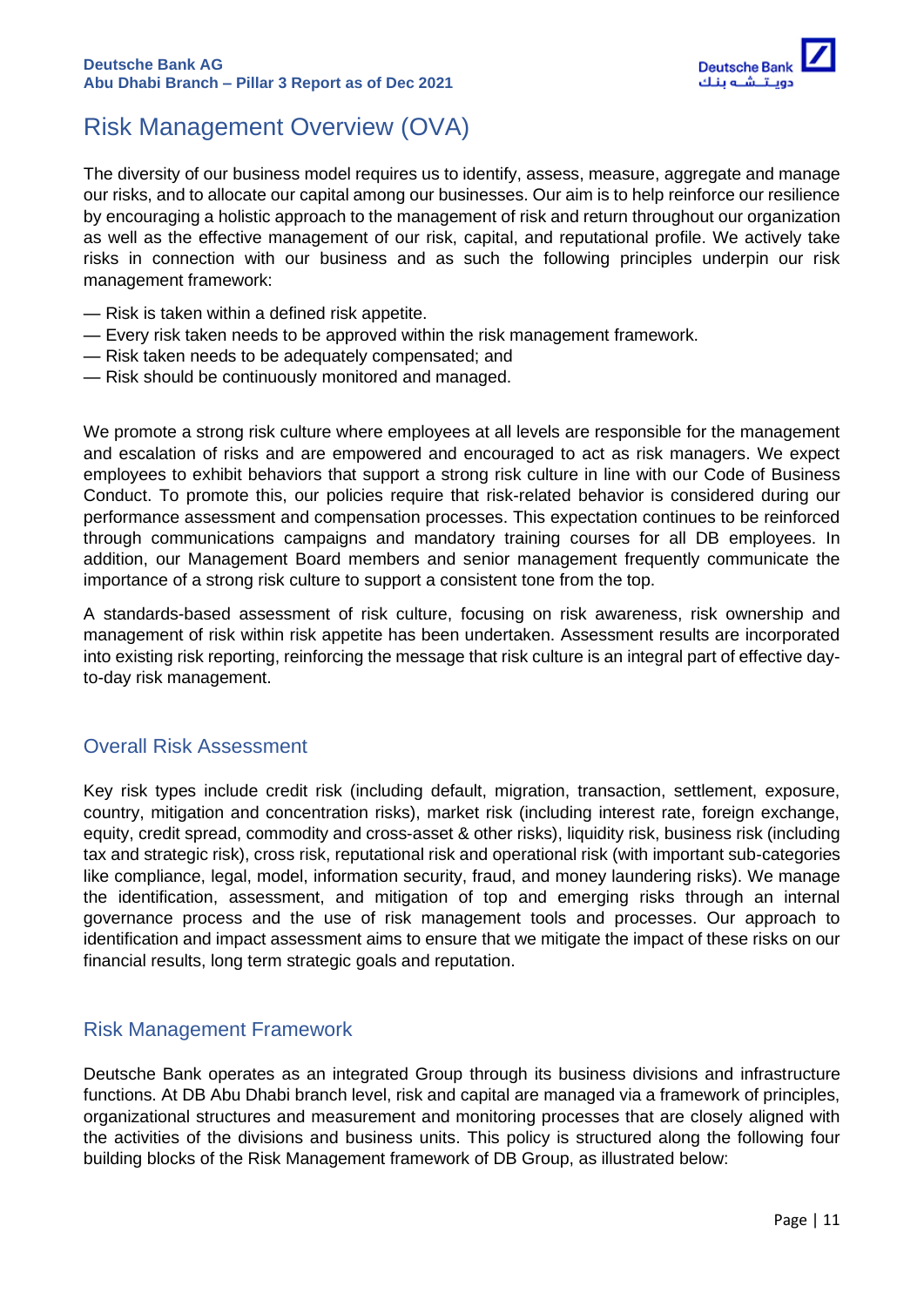# Risk Management Overview (OVA)

The diversity of our business model requires us to identify, assess, measure, aggregate and manage our risks, and to allocate our capital among our businesses. Our aim is to help reinforce our resilience by encouraging a holistic approach to the management of risk and return throughout our organization as well as the effective management of our risk, capital, and reputational profile. We actively take risks in connection with our business and as such the following principles underpin our risk management framework:

- Risk is taken within a defined risk appetite.
- Every risk taken needs to be approved within the risk management framework.
- Risk taken needs to be adequately compensated; and
- Risk should be continuously monitored and managed.

We promote a strong risk culture where employees at all levels are responsible for the management and escalation of risks and are empowered and encouraged to act as risk managers. We expect employees to exhibit behaviors that support a strong risk culture in line with our Code of Business Conduct. To promote this, our policies require that risk-related behavior is considered during our performance assessment and compensation processes. This expectation continues to be reinforced through communications campaigns and mandatory training courses for all DB employees. In addition, our Management Board members and senior management frequently communicate the importance of a strong risk culture to support a consistent tone from the top.

A standards-based assessment of risk culture, focusing on risk awareness, risk ownership and management of risk within risk appetite has been undertaken. Assessment results are incorporated into existing risk reporting, reinforcing the message that risk culture is an integral part of effective day-to-day risk management.

## Overall Risk Assessment

Key risk types include credit risk (including default, migration, transaction, settlement, exposure, country, mitigation and concentration risks), market risk (including interest rate, foreign exchange, equity, credit spread, commodity and cross-asset & other risks), liquidity risk, business risk (including tax and strategic risk), cross risk, reputational risk and operational risk (with important sub-categories like compliance, legal, model, information security, fraud, and money laundering risks). We manage the identification, assessment, and mitigation of top and emerging risks through an internal governance process and the use of risk management tools and processes. Our approach to identification and impact assessment aims to ensure that we mitigate the impact of these risks on our financial results, long term strategic goals and reputation.

## Risk Management Framework

Deutsche Bank operates as an integrated Group through its business divisions and infrastructure functions. At DB Abu Dhabi branch level, risk and capital are managed via a framework of principles, organizational structures and measurement and monitoring processes that are closely aligned with the activities of the divisions and business units. This policy is structured along the following four building blocks of the Risk Management framework of DB Group, as illustrated below: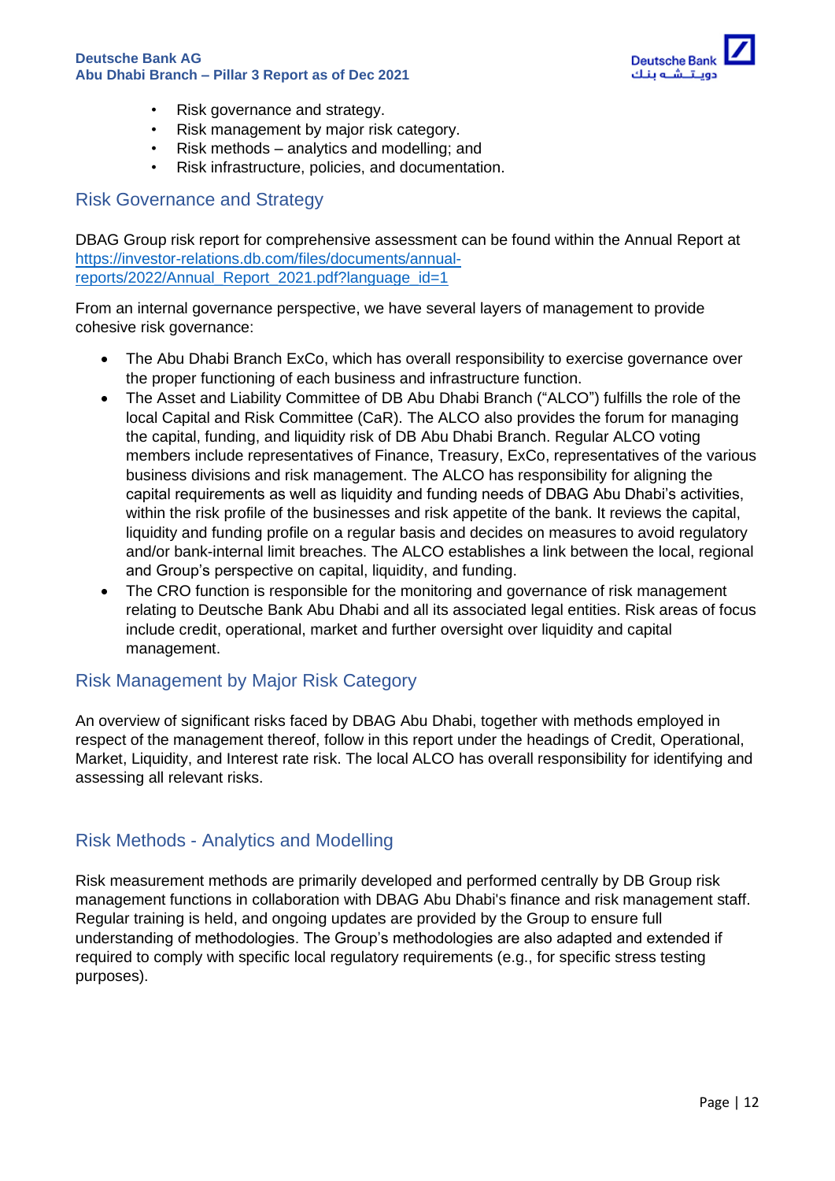- Risk governance and strategy.
- Risk management by major risk category.
- Risk methods – analytics and modelling; and
- Risk infrastructure, policies, and documentation.

## Risk Governance and Strategy

DBAG Group risk report for comprehensive assessment can be found within the Annual Report at [https://investor-relations.db.com/files/documents/annual-reports/2022/Annual_Report_2021.pdf?language_id=1](https://investor-relations.db.com/files/documents/annual-reports/2022/Annual_Report_2021.pdf?language_id=1)

From an internal governance perspective, we have several layers of management to provide cohesive risk governance:

- The Abu Dhabi Branch ExCo, which has overall responsibility to exercise governance over the proper functioning of each business and infrastructure function.
- The Asset and Liability Committee of DB Abu Dhabi Branch ("ALCO") fulfills the role of the local Capital and Risk Committee (CaR). The ALCO also provides the forum for managing the capital, funding, and liquidity risk of DB Abu Dhabi Branch. Regular ALCO voting members include representatives of Finance, Treasury, ExCo, representatives of the various business divisions and risk management. The ALCO has responsibility for aligning the capital requirements as well as liquidity and funding needs of DBAG Abu Dhabi's activities, within the risk profile of the businesses and risk appetite of the bank. It reviews the capital, liquidity and funding profile on a regular basis and decides on measures to avoid regulatory and/or bank-internal limit breaches. The ALCO establishes a link between the local, regional and Group's perspective on capital, liquidity, and funding.
- The CRO function is responsible for the monitoring and governance of risk management relating to Deutsche Bank Abu Dhabi and all its associated legal entities. Risk areas of focus include credit, operational, market and further oversight over liquidity and capital management.

## Risk Management by Major Risk Category

An overview of significant risks faced by DBAG Abu Dhabi, together with methods employed in respect of the management thereof, follow in this report under the headings of Credit, Operational, Market, Liquidity, and Interest rate risk. The local ALCO has overall responsibility for identifying and assessing all relevant risks.

## Risk Methods - Analytics and Modelling

Risk measurement methods are primarily developed and performed centrally by DB Group risk management functions in collaboration with DBAG Abu Dhabi's finance and risk management staff. Regular training is held, and ongoing updates are provided by the Group to ensure full understanding of methodologies. The Group's methodologies are also adapted and extended if required to comply with specific local regulatory requirements (e.g., for specific stress testing purposes).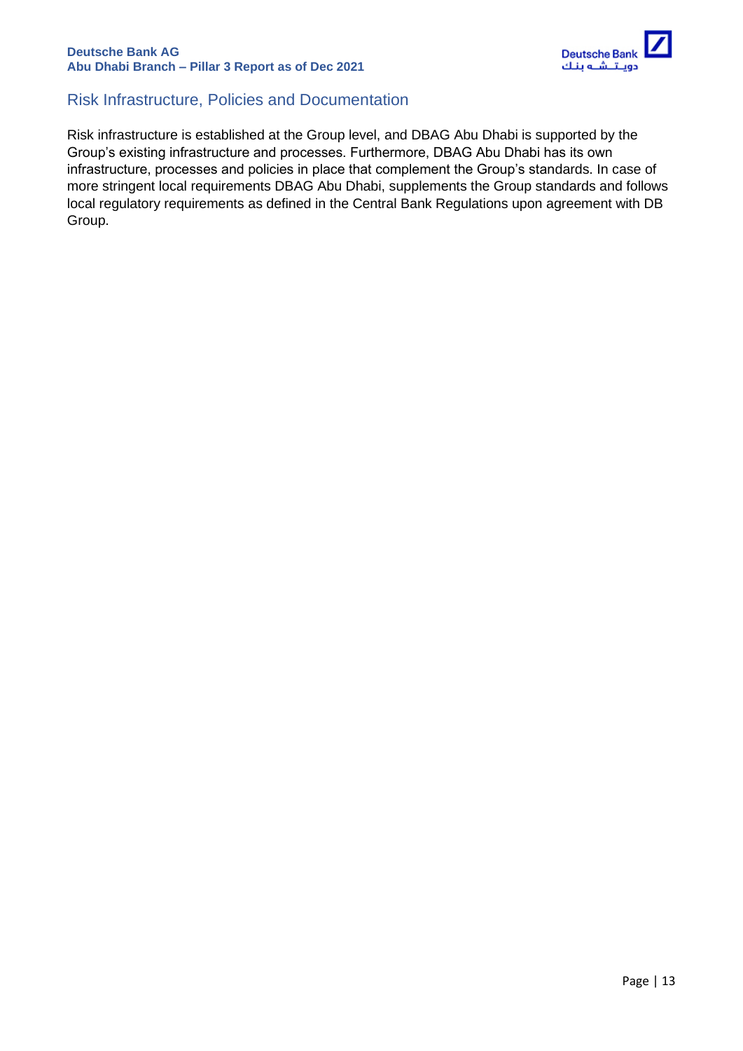## Risk Infrastructure, Policies and Documentation

Risk infrastructure is established at the Group level, and DBAG Abu Dhabi is supported by the Group's existing infrastructure and processes. Furthermore, DBAG Abu Dhabi has its own infrastructure, processes and policies in place that complement the Group's standards. In case of more stringent local requirements DBAG Abu Dhabi, supplements the Group standards and follows local regulatory requirements as defined in the Central Bank Regulations upon agreement with DB Group.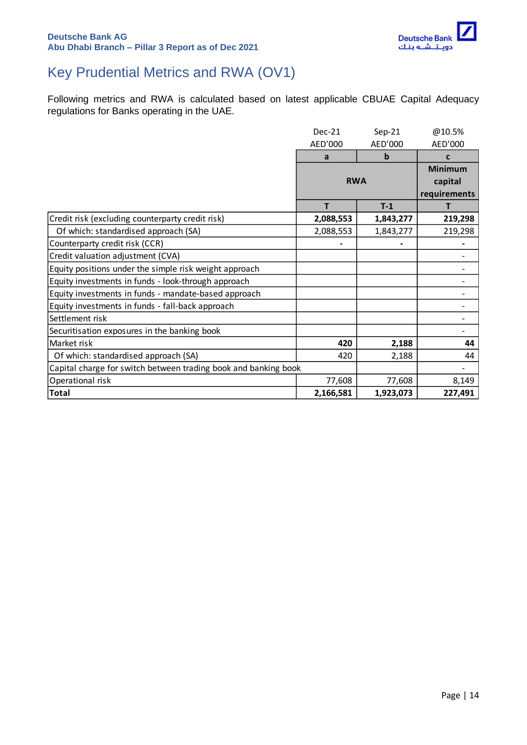# Key Prudential Metrics and RWA (OV1)

Following metrics and RWA is calculated based on latest applicable CBUAE Capital Adequacy regulations for Banks operating in the UAE.

| | Dec-21 AED'000 | Sep-21 AED'000 | @10.5% AED'000 |
|---|---|---|---|
| | a | b | c |
| | RWA | | Minimum capital requirements |
| | T | T-1 | T |
| Credit risk (excluding counterparty credit risk) | **2,088,553** | **1,843,277** | **219,298** |
| Of which: standardised approach (SA) | 2,088,553 | 1,843,277 | 219,298 |
| Counterparty credit risk (CCR) | **-** | **-** | **-** |
| Credit valuation adjustment (CVA) | | | - |
| Equity positions under the simple risk weight approach | | | - |
| Equity investments in funds - look-through approach | | | - |
| Equity investments in funds - mandate-based approach | | | - |
| Equity investments in funds - fall-back approach | | | - |
| Settlement risk | | | - |
| Securitisation exposures in the banking book | | | - |
| Market risk | **420** | **2,188** | **44** |
| Of which: standardised approach (SA) | 420 | 2,188 | 44 |
| Capital charge for switch between trading book and banking book | | | - |
| Operational risk | 77,608 | 77,608 | 8,149 |
| **Total** | **2,166,581** | **1,923,073** | **227,491** |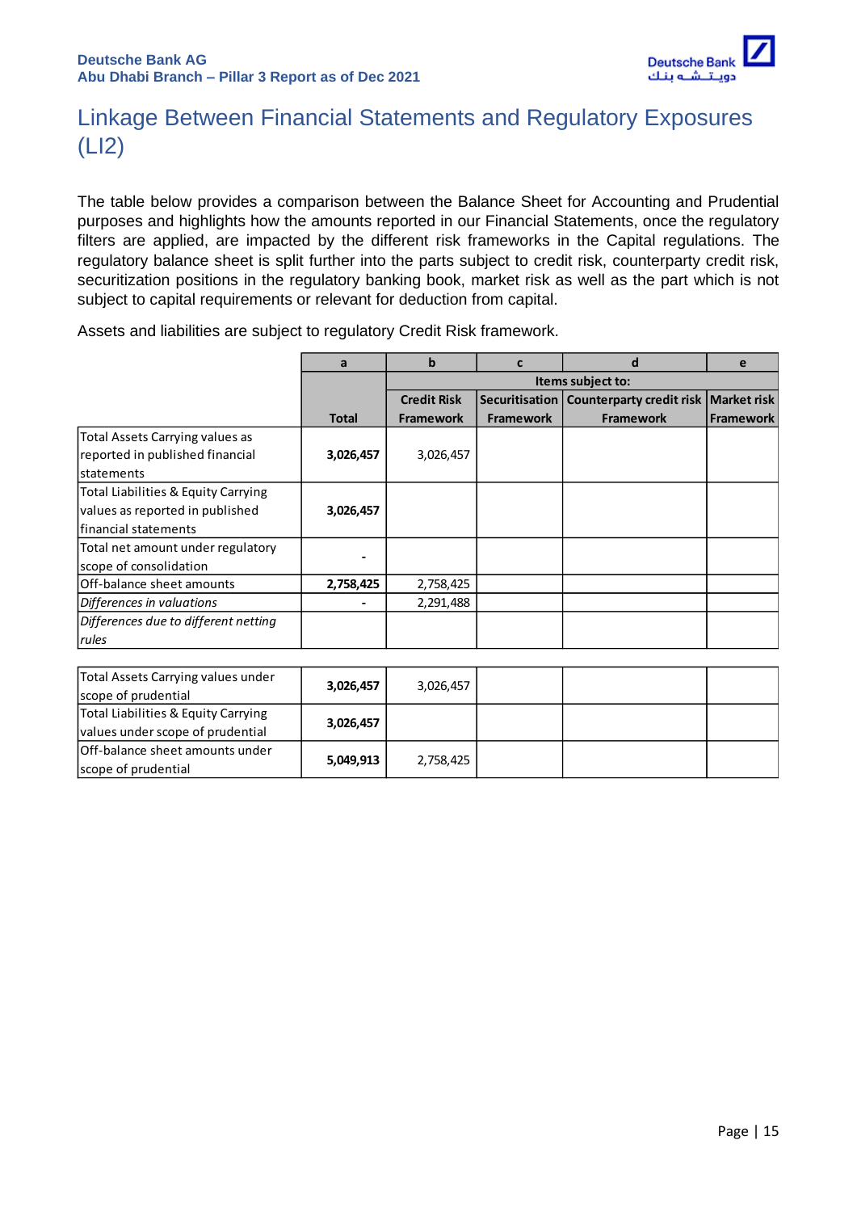# Linkage Between Financial Statements and Regulatory Exposures (LI2)

The table below provides a comparison between the Balance Sheet for Accounting and Prudential purposes and highlights how the amounts reported in our Financial Statements, once the regulatory filters are applied, are impacted by the different risk frameworks in the Capital regulations. The regulatory balance sheet is split further into the parts subject to credit risk, counterparty credit risk, securitization positions in the regulatory banking book, market risk as well as the part which is not subject to capital requirements or relevant for deduction from capital.

Assets and liabilities are subject to regulatory Credit Risk framework.

| | a | b | c | d | e |
|---|---|---|---|---|---|
| | | Items subject to: | | | |
| | **Total** | **Credit Risk Framework** | **Securitisation Framework** | **Counterparty credit risk Framework** | **Market risk Framework** |
| Total Assets Carrying values as reported in published financial statements | **3,026,457** | 3,026,457 | | | |
| Total Liabilities & Equity Carrying values as reported in published financial statements | **3,026,457** | | | | |
| Total net amount under regulatory scope of consolidation | **-** | | | | |
| Off-balance sheet amounts | **2,758,425** | 2,758,425 | | | |
| *Differences in valuations* | **-** | 2,291,488 | | | |
| *Differences due to different netting rules* | | | | | |
| Total Assets Carrying values under scope of prudential | **3,026,457** | 3,026,457 | | | |
| Total Liabilities & Equity Carrying values under scope of prudential | **3,026,457** | | | | |
| Off-balance sheet amounts under scope of prudential | **5,049,913** | 2,758,425 | | | |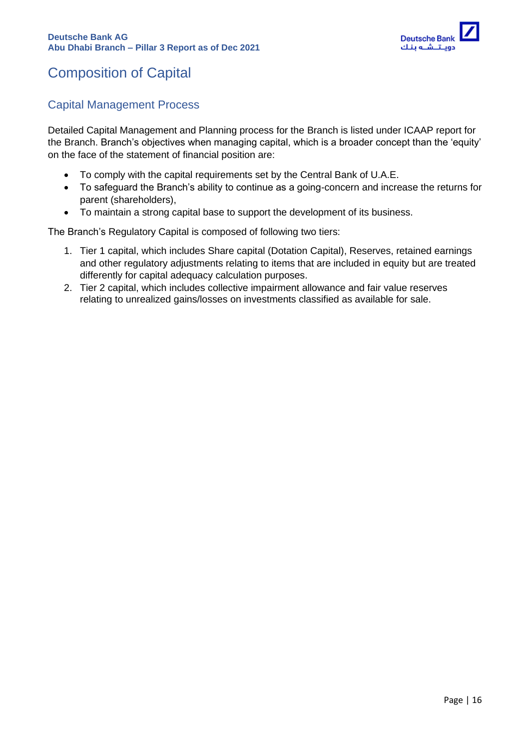# Composition of Capital

## Capital Management Process

Detailed Capital Management and Planning process for the Branch is listed under ICAAP report for the Branch. Branch's objectives when managing capital, which is a broader concept than the 'equity' on the face of the statement of financial position are:

- To comply with the capital requirements set by the Central Bank of U.A.E.
- To safeguard the Branch's ability to continue as a going-concern and increase the returns for parent (shareholders),
- To maintain a strong capital base to support the development of its business.

The Branch's Regulatory Capital is composed of following two tiers:

1. Tier 1 capital, which includes Share capital (Dotation Capital), Reserves, retained earnings and other regulatory adjustments relating to items that are included in equity but are treated differently for capital adequacy calculation purposes.
2. Tier 2 capital, which includes collective impairment allowance and fair value reserves relating to unrealized gains/losses on investments classified as available for sale.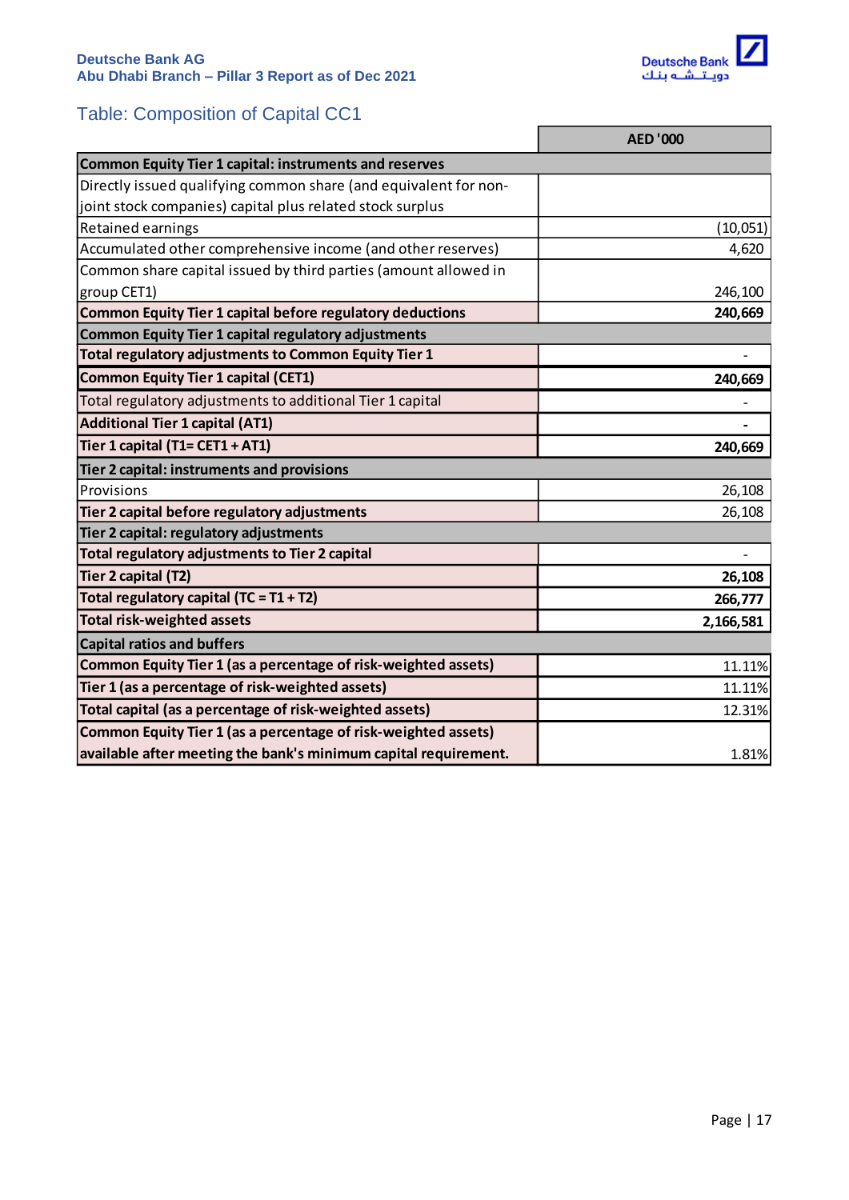## Table: Composition of Capital CC1

| | AED '000 |
|---|---|
| **Common Equity Tier 1 capital: instruments and reserves** | |
| Directly issued qualifying common share (and equivalent for non-joint stock companies) capital plus related stock surplus | |
| Retained earnings | (10,051) |
| Accumulated other comprehensive income (and other reserves) | 4,620 |
| Common share capital issued by third parties (amount allowed in group CET1) | 246,100 |
| **Common Equity Tier 1 capital before regulatory deductions** | **240,669** |
| **Common Equity Tier 1 capital regulatory adjustments** | |
| **Total regulatory adjustments to Common Equity Tier 1** | - |
| **Common Equity Tier 1 capital (CET1)** | **240,669** |
| Total regulatory adjustments to additional Tier 1 capital | - |
| **Additional Tier 1 capital (AT1)** | **-** |
| **Tier 1 capital (T1= CET1 + AT1)** | **240,669** |
| **Tier 2 capital: instruments and provisions** | |
| Provisions | 26,108 |
| **Tier 2 capital before regulatory adjustments** | 26,108 |
| **Tier 2 capital: regulatory adjustments** | |
| **Total regulatory adjustments to Tier 2 capital** | - |
| **Tier 2 capital (T2)** | **26,108** |
| **Total regulatory capital (TC = T1 + T2)** | **266,777** |
| **Total risk-weighted assets** | **2,166,581** |
| **Capital ratios and buffers** | |
| **Common Equity Tier 1 (as a percentage of risk-weighted assets)** | 11.11% |
| **Tier 1 (as a percentage of risk-weighted assets)** | 11.11% |
| **Total capital (as a percentage of risk-weighted assets)** | 12.31% |
| **Common Equity Tier 1 (as a percentage of risk-weighted assets) available after meeting the bank's minimum capital requirement.** | 1.81% |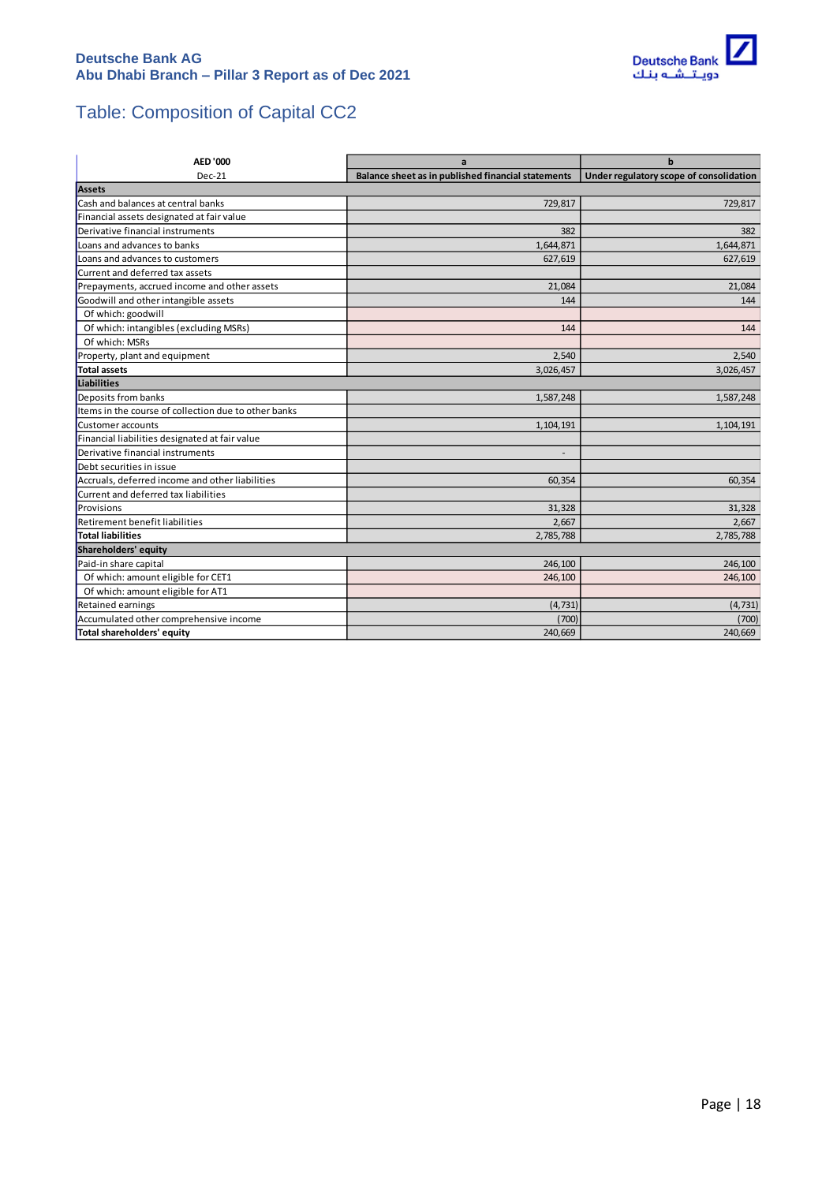# Table: Composition of Capital CC2

| AED '000 | a | b |
|---|---|---|
| Dec-21 | Balance sheet as in published financial statements | Under regulatory scope of consolidation |
| **Assets** | | |
| Cash and balances at central banks | 729,817 | 729,817 |
| Financial assets designated at fair value | | |
| Derivative financial instruments | 382 | 382 |
| Loans and advances to banks | 1,644,871 | 1,644,871 |
| Loans and advances to customers | 627,619 | 627,619 |
| Current and deferred tax assets | | |
| Prepayments, accrued income and other assets | 21,084 | 21,084 |
| Goodwill and other intangible assets | 144 | 144 |
| Of which: goodwill | | |
| Of which: intangibles (excluding MSRs) | 144 | 144 |
| Of which: MSRs | | |
| Property, plant and equipment | 2,540 | 2,540 |
| **Total assets** | 3,026,457 | 3,026,457 |
| **Liabilities** | | |
| Deposits from banks | 1,587,248 | 1,587,248 |
| Items in the course of collection due to other banks | | |
| Customer accounts | 1,104,191 | 1,104,191 |
| Financial liabilities designated at fair value | | |
| Derivative financial instruments | - | |
| Debt securities in issue | | |
| Accruals, deferred income and other liabilities | 60,354 | 60,354 |
| Current and deferred tax liabilities | | |
| Provisions | 31,328 | 31,328 |
| Retirement benefit liabilities | 2,667 | 2,667 |
| **Total liabilities** | 2,785,788 | 2,785,788 |
| **Shareholders' equity** | | |
| Paid-in share capital | 246,100 | 246,100 |
| Of which: amount eligible for CET1 | 246,100 | 246,100 |
| Of which: amount eligible for AT1 | | |
| Retained earnings | (4,731) | (4,731) |
| Accumulated other comprehensive income | (700) | (700) |
| **Total shareholders' equity** | 240,669 | 240,669 |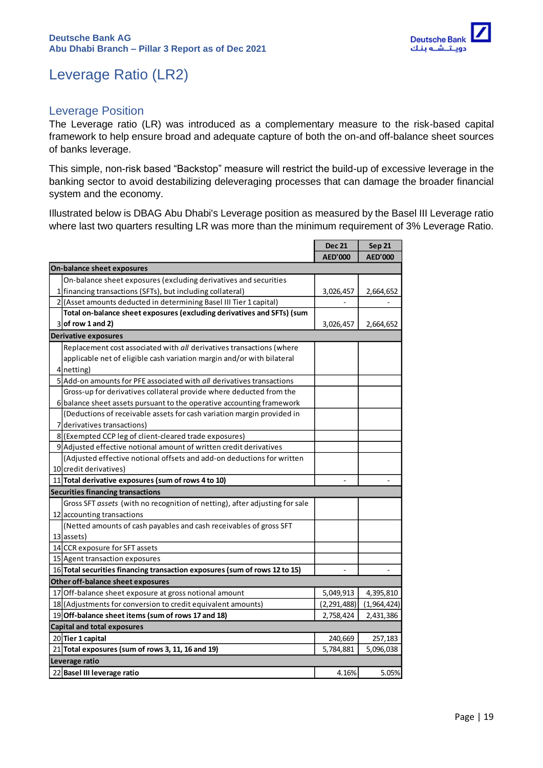# Leverage Ratio (LR2)

## Leverage Position

The Leverage ratio (LR) was introduced as a complementary measure to the risk-based capital framework to help ensure broad and adequate capture of both the on-and off-balance sheet sources of banks leverage.

This simple, non-risk based "Backstop" measure will restrict the build-up of excessive leverage in the banking sector to avoid destabilizing deleveraging processes that can damage the broader financial system and the economy.

Illustrated below is DBAG Abu Dhabi's Leverage position as measured by the Basel III Leverage ratio where last two quarters resulting LR was more than the minimum requirement of 3% Leverage Ratio.

| | | Dec 21 | Sep 21 |
|---|---|---|---|
| | | AED'000 | AED'000 |
| **On-balance sheet exposures** | | | |
| 1 | On-balance sheet exposures (excluding derivatives and securities financing transactions (SFTs), but including collateral) | 3,026,457 | 2,664,652 |
| 2 | (Asset amounts deducted in determining Basel III Tier 1 capital) | - | - |
| 3 | **Total on-balance sheet exposures (excluding derivatives and SFTs) (sum of row 1 and 2)** | 3,026,457 | 2,664,652 |
| **Derivative exposures** | | | |
| 4 | Replacement cost associated with *all* derivatives transactions (where applicable net of eligible cash variation margin and/or with bilateral netting) | | |
| 5 | Add-on amounts for PFE associated with *all* derivatives transactions | | |
| 6 | Gross-up for derivatives collateral provide where deducted from the balance sheet assets pursuant to the operative accounting framework | | |
| 7 | (Deductions of receivable assets for cash variation margin provided in derivatives transactions) | | |
| 8 | (Exempted CCP leg of client-cleared trade exposures) | | |
| 9 | Adjusted effective notional amount of written credit derivatives | | |
| 10 | (Adjusted effective notional offsets and add-on deductions for written credit derivatives) | | |
| 11 | **Total derivative exposures (sum of rows 4 to 10)** | - | - |
| **Securities financing transactions** | | | |
| 12 | Gross SFT *assets* (with no recognition of netting), after adjusting for sale accounting transactions | | |
| 13 | (Netted amounts of cash payables and cash receivables of gross SFT assets) | | |
| 14 | CCR exposure for SFT assets | | |
| 15 | Agent transaction exposures | | |
| 16 | **Total securities financing transaction exposures (sum of rows 12 to 15)** | - | - |
| **Other off-balance sheet exposures** | | | |
| 17 | Off-balance sheet exposure at gross notional amount | 5,049,913 | 4,395,810 |
| 18 | (Adjustments for conversion to credit equivalent amounts) | (2,291,488) | (1,964,424) |
| 19 | **Off-balance sheet items (sum of rows 17 and 18)** | 2,758,424 | 2,431,386 |
| **Capital and total exposures** | | | |
| 20 | **Tier 1 capital** | 240,669 | 257,183 |
| 21 | **Total exposures (sum of rows 3, 11, 16 and 19)** | 5,784,881 | 5,096,038 |
| **Leverage ratio** | | | |
| 22 | **Basel III leverage ratio** | 4.16% | 5.05% |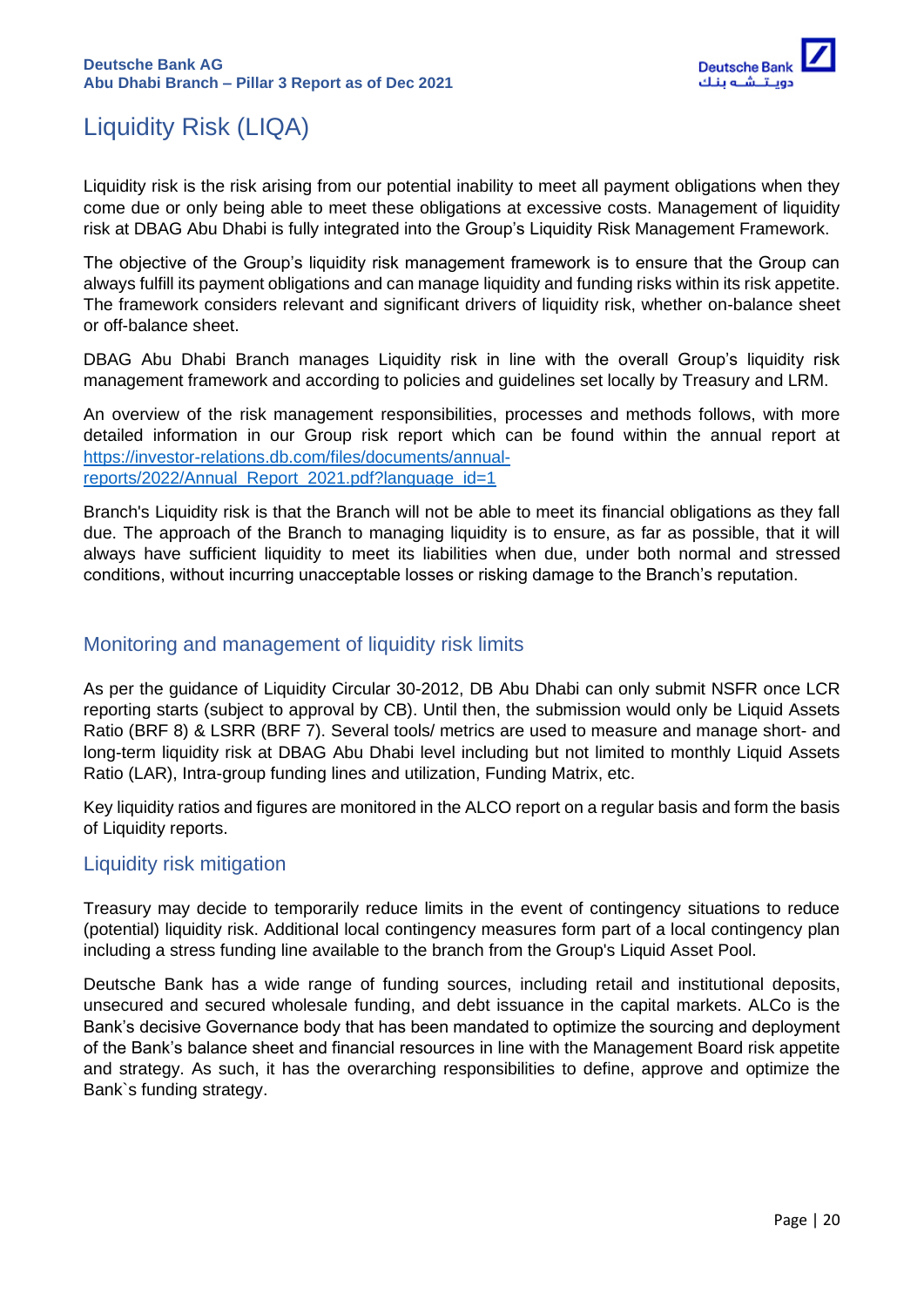# Liquidity Risk (LIQA)

Liquidity risk is the risk arising from our potential inability to meet all payment obligations when they come due or only being able to meet these obligations at excessive costs. Management of liquidity risk at DBAG Abu Dhabi is fully integrated into the Group's Liquidity Risk Management Framework.

The objective of the Group's liquidity risk management framework is to ensure that the Group can always fulfill its payment obligations and can manage liquidity and funding risks within its risk appetite. The framework considers relevant and significant drivers of liquidity risk, whether on-balance sheet or off-balance sheet.

DBAG Abu Dhabi Branch manages Liquidity risk in line with the overall Group's liquidity risk management framework and according to policies and guidelines set locally by Treasury and LRM.

An overview of the risk management responsibilities, processes and methods follows, with more detailed information in our Group risk report which can be found within the annual report at [https://investor-relations.db.com/files/documents/annual-reports/2022/Annual_Report_2021.pdf?language_id=1](https://investor-relations.db.com/files/documents/annual-reports/2022/Annual_Report_2021.pdf?language_id=1)

Branch's Liquidity risk is that the Branch will not be able to meet its financial obligations as they fall due. The approach of the Branch to managing liquidity is to ensure, as far as possible, that it will always have sufficient liquidity to meet its liabilities when due, under both normal and stressed conditions, without incurring unacceptable losses or risking damage to the Branch's reputation.

## Monitoring and management of liquidity risk limits

As per the guidance of Liquidity Circular 30-2012, DB Abu Dhabi can only submit NSFR once LCR reporting starts (subject to approval by CB). Until then, the submission would only be Liquid Assets Ratio (BRF 8) & LSRR (BRF 7). Several tools/ metrics are used to measure and manage short- and long-term liquidity risk at DBAG Abu Dhabi level including but not limited to monthly Liquid Assets Ratio (LAR), Intra-group funding lines and utilization, Funding Matrix, etc.

Key liquidity ratios and figures are monitored in the ALCO report on a regular basis and form the basis of Liquidity reports.

## Liquidity risk mitigation

Treasury may decide to temporarily reduce limits in the event of contingency situations to reduce (potential) liquidity risk. Additional local contingency measures form part of a local contingency plan including a stress funding line available to the branch from the Group's Liquid Asset Pool.

Deutsche Bank has a wide range of funding sources, including retail and institutional deposits, unsecured and secured wholesale funding, and debt issuance in the capital markets. ALCo is the Bank's decisive Governance body that has been mandated to optimize the sourcing and deployment of the Bank's balance sheet and financial resources in line with the Management Board risk appetite and strategy. As such, it has the overarching responsibilities to define, approve and optimize the Bank`s funding strategy.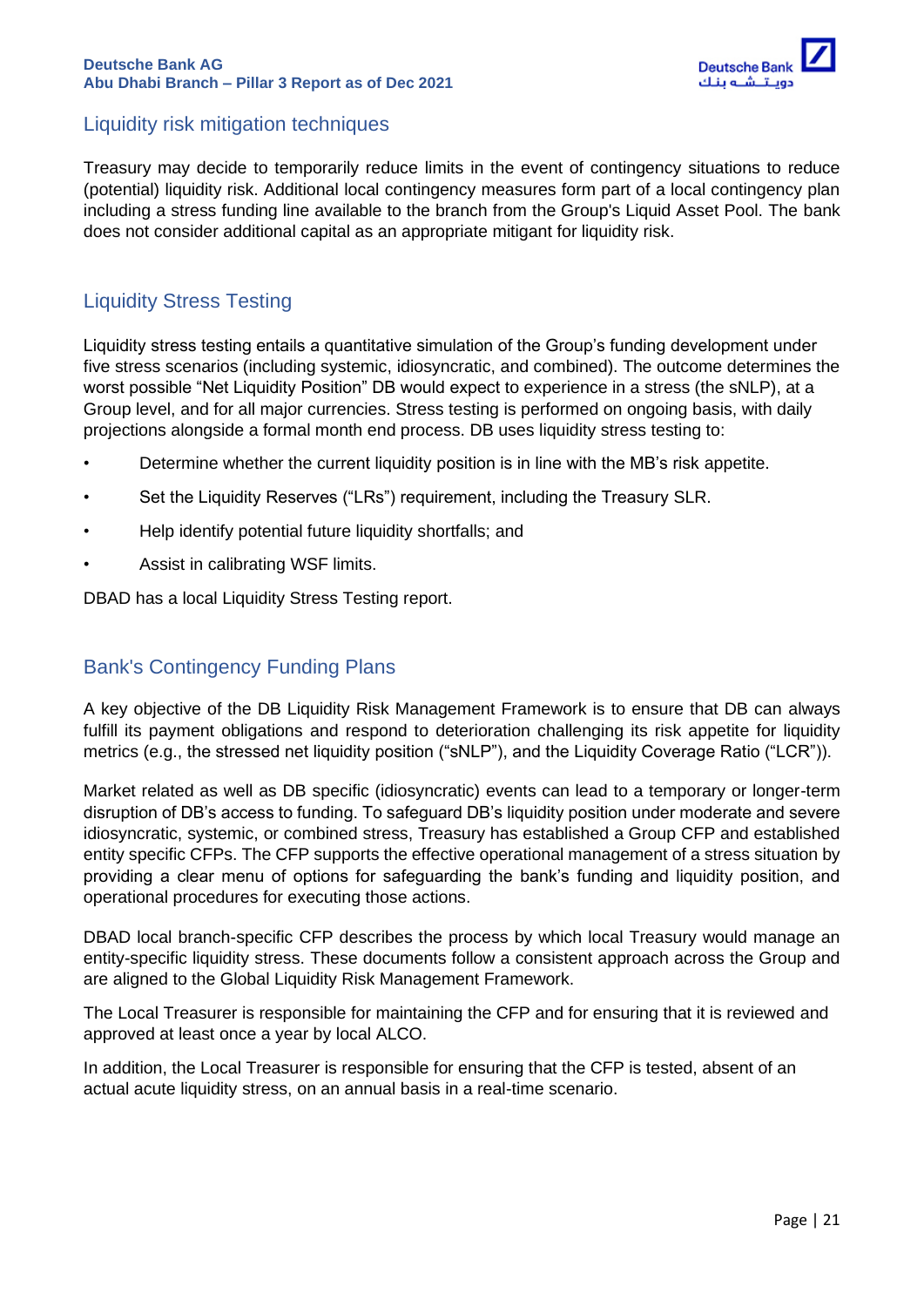## Liquidity risk mitigation techniques

Treasury may decide to temporarily reduce limits in the event of contingency situations to reduce (potential) liquidity risk. Additional local contingency measures form part of a local contingency plan including a stress funding line available to the branch from the Group's Liquid Asset Pool. The bank does not consider additional capital as an appropriate mitigant for liquidity risk.

## Liquidity Stress Testing

Liquidity stress testing entails a quantitative simulation of the Group's funding development under five stress scenarios (including systemic, idiosyncratic, and combined). The outcome determines the worst possible "Net Liquidity Position" DB would expect to experience in a stress (the sNLP), at a Group level, and for all major currencies. Stress testing is performed on ongoing basis, with daily projections alongside a formal month end process. DB uses liquidity stress testing to:

- Determine whether the current liquidity position is in line with the MB's risk appetite.
- Set the Liquidity Reserves ("LRs") requirement, including the Treasury SLR.
- Help identify potential future liquidity shortfalls; and
- Assist in calibrating WSF limits.

DBAD has a local Liquidity Stress Testing report.

## Bank's Contingency Funding Plans

A key objective of the DB Liquidity Risk Management Framework is to ensure that DB can always fulfill its payment obligations and respond to deterioration challenging its risk appetite for liquidity metrics (e.g., the stressed net liquidity position ("sNLP"), and the Liquidity Coverage Ratio ("LCR")).

Market related as well as DB specific (idiosyncratic) events can lead to a temporary or longer-term disruption of DB's access to funding. To safeguard DB's liquidity position under moderate and severe idiosyncratic, systemic, or combined stress, Treasury has established a Group CFP and established entity specific CFPs. The CFP supports the effective operational management of a stress situation by providing a clear menu of options for safeguarding the bank's funding and liquidity position, and operational procedures for executing those actions.

DBAD local branch-specific CFP describes the process by which local Treasury would manage an entity-specific liquidity stress. These documents follow a consistent approach across the Group and are aligned to the Global Liquidity Risk Management Framework.

The Local Treasurer is responsible for maintaining the CFP and for ensuring that it is reviewed and approved at least once a year by local ALCO.

In addition, the Local Treasurer is responsible for ensuring that the CFP is tested, absent of an actual acute liquidity stress, on an annual basis in a real-time scenario.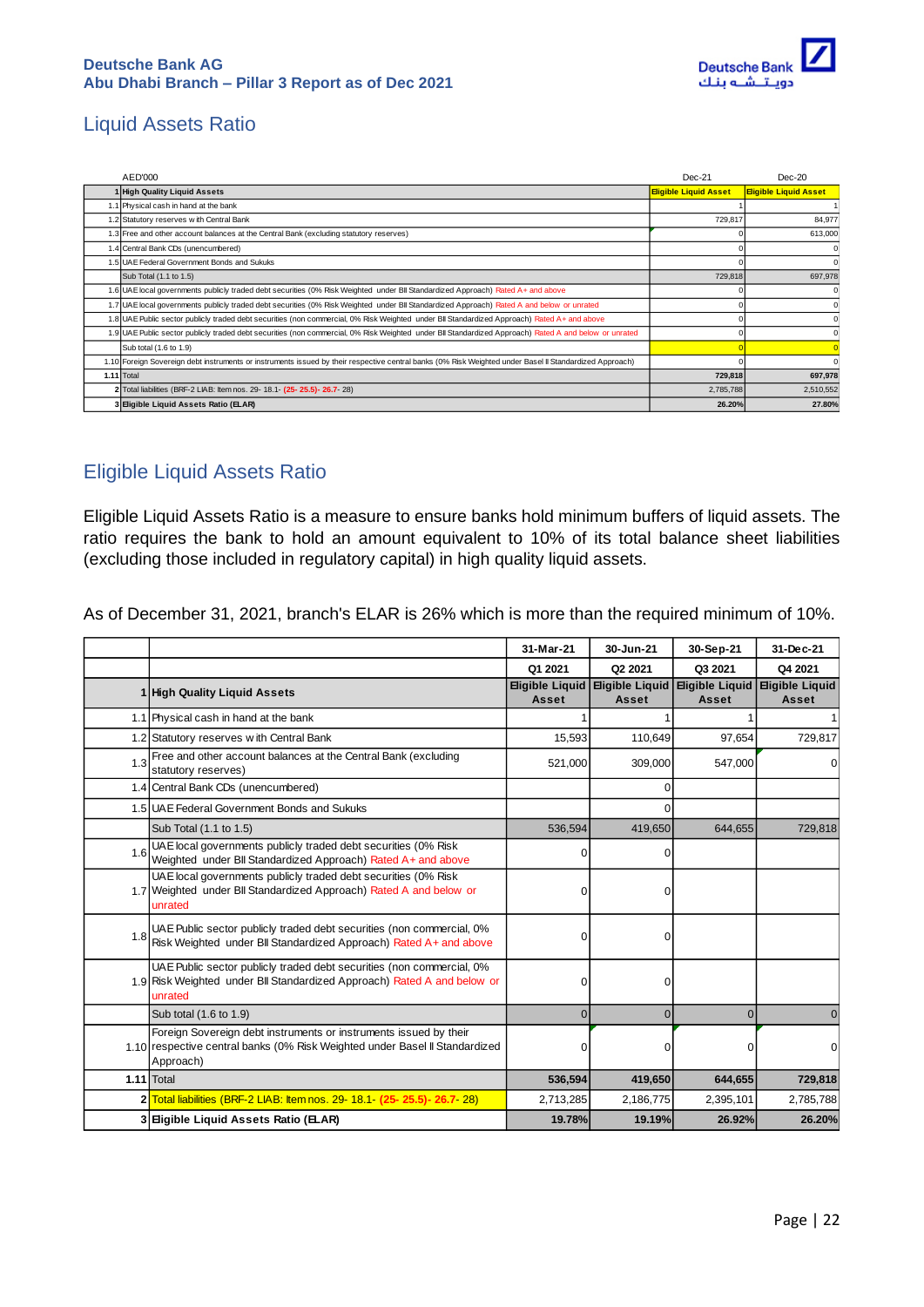## Liquid Assets Ratio

| | AED'000 | Dec-21 | Dec-20 |
|---|---|---|---|
| 1 | **High Quality Liquid Assets** | **Eligible Liquid Asset** | **Eligible Liquid Asset** |
| 1.1 | Physical cash in hand at the bank | 1 | 1 |
| 1.2 | Statutory reserves with Central Bank | 729,817 | 84,977 |
| 1.3 | Free and other account balances at the Central Bank (excluding statutory reserves) | 0 | 613,000 |
| 1.4 | Central Bank CDs (unencumbered) | 0 | 0 |
| 1.5 | UAE Federal Government Bonds and Sukuks | 0 | 0 |
| | Sub Total (1.1 to 1.5) | 729,818 | 697,978 |
| 1.6 | UAE local governments publicly traded debt securities (0% Risk Weighted under BII Standardized Approach) Rated A+ and above | 0 | 0 |
| 1.7 | UAE local governments publicly traded debt securities (0% Risk Weighted under BII Standardized Approach) Rated A and below or unrated | 0 | 0 |
| 1.8 | UAE Public sector publicly traded debt securities (non commercial, 0% Risk Weighted under BII Standardized Approach) Rated A+ and above | 0 | 0 |
| 1.9 | UAE Public sector publicly traded debt securities (non commercial, 0% Risk Weighted under BII Standardized Approach) Rated A and below or unrated | 0 | 0 |
| | Sub total (1.6 to 1.9) | 0 | 0 |
| 1.10 | Foreign Sovereign debt instruments or instruments issued by their respective central banks (0% Risk Weighted under Basel II Standardized Approach) | 0 | 0 |
| **1.11** | Total | **729,818** | **697,978** |
| 2 | Total liabilities (BRF-2 LIAB: Item nos. 29- 18.1- (25- 25.5)- 26.7- 28) | 2,785,788 | 2,510,552 |
| 3 | **Eligible Liquid Assets Ratio (ELAR)** | **26.20%** | **27.80%** |

## Eligible Liquid Assets Ratio

Eligible Liquid Assets Ratio is a measure to ensure banks hold minimum buffers of liquid assets. The ratio requires the bank to hold an amount equivalent to 10% of its total balance sheet liabilities (excluding those included in regulatory capital) in high quality liquid assets.

As of December 31, 2021, branch's ELAR is 26% which is more than the required minimum of 10%.

| | | 31-Mar-21 | 30-Jun-21 | 30-Sep-21 | 31-Dec-21 |
|---|---|---|---|---|---|
| | | Q1 2021 | Q2 2021 | Q3 2021 | Q4 2021 |
| 1 | **High Quality Liquid Assets** | **Eligible Liquid Asset** | **Eligible Liquid Asset** | **Eligible Liquid Asset** | **Eligible Liquid Asset** |
| 1.1 | Physical cash in hand at the bank | 1 | 1 | 1 | 1 |
| 1.2 | Statutory reserves with Central Bank | 15,593 | 110,649 | 97,654 | 729,817 |
| 1.3 | Free and other account balances at the Central Bank (excluding statutory reserves) | 521,000 | 309,000 | 547,000 | 0 |
| 1.4 | Central Bank CDs (unencumbered) | | 0 | | |
| 1.5 | UAE Federal Government Bonds and Sukuks | | 0 | | |
| | Sub Total (1.1 to 1.5) | 536,594 | 419,650 | 644,655 | 729,818 |
| 1.6 | UAE local governments publicly traded debt securities (0% Risk Weighted under BII Standardized Approach) Rated A+ and above | 0 | 0 | | |
| 1.7 | UAE local governments publicly traded debt securities (0% Risk Weighted under BII Standardized Approach) Rated A and below or unrated | 0 | 0 | | |
| 1.8 | UAE Public sector publicly traded debt securities (non commercial, 0% Risk Weighted under BII Standardized Approach) Rated A+ and above | 0 | 0 | | |
| 1.9 | UAE Public sector publicly traded debt securities (non commercial, 0% Risk Weighted under BII Standardized Approach) Rated A and below or unrated | 0 | 0 | | |
| | Sub total (1.6 to 1.9) | 0 | 0 | 0 | 0 |
| 1.10 | Foreign Sovereign debt instruments or instruments issued by their respective central banks (0% Risk Weighted under Basel II Standardized Approach) | 0 | 0 | 0 | 0 |
| **1.11** | Total | **536,594** | **419,650** | **644,655** | **729,818** |
| 2 | Total liabilities (BRF-2 LIAB: Item nos. 29- 18.1- (25- 25.5)- 26.7- 28) | 2,713,285 | 2,186,775 | 2,395,101 | 2,785,788 |
| 3 | **Eligible Liquid Assets Ratio (ELAR)** | **19.78%** | **19.19%** | **26.92%** | **26.20%** |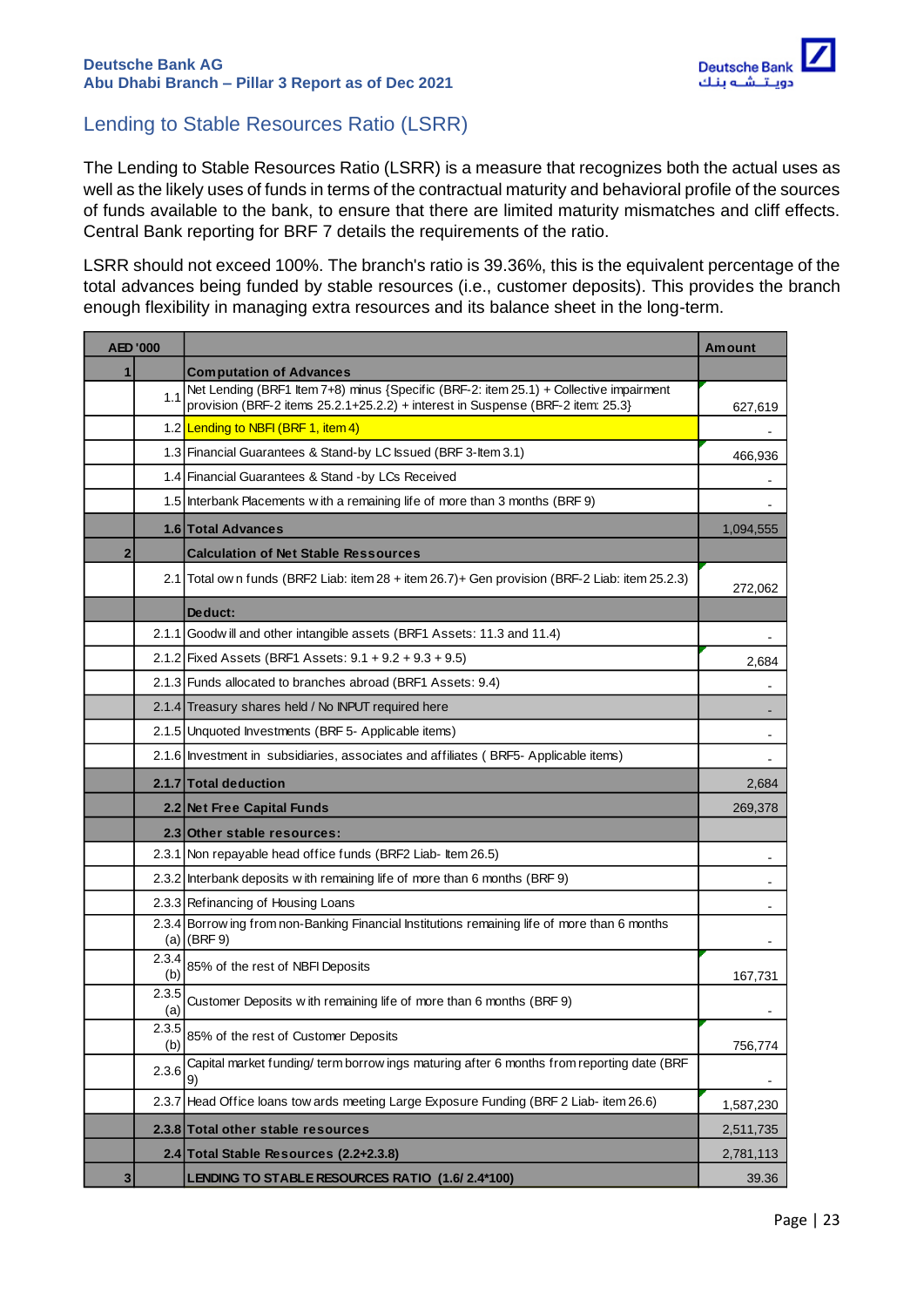## Lending to Stable Resources Ratio (LSRR)

The Lending to Stable Resources Ratio (LSRR) is a measure that recognizes both the actual uses as well as the likely uses of funds in terms of the contractual maturity and behavioral profile of the sources of funds available to the bank, to ensure that there are limited maturity mismatches and cliff effects. Central Bank reporting for BRF 7 details the requirements of the ratio.

LSRR should not exceed 100%. The branch's ratio is 39.36%, this is the equivalent percentage of the total advances being funded by stable resources (i.e., customer deposits). This provides the branch enough flexibility in managing extra resources and its balance sheet in the long-term.

| AED '000 | | | Amount |
|---|---|---|---|
| 1 | | **Computation of Advances** | |
| | 1.1 | Net Lending (BRF1 Item 7+8) minus {Specific (BRF-2: item 25.1) + Collective impairment provision (BRF-2 items 25.2.1+25.2.2) + interest in Suspense (BRF-2 item: 25.3} | 627,619 |
| | 1.2 | Lending to NBFI (BRF 1, item 4) | - |
| | 1.3 | Financial Guarantees & Stand-by LC Issued (BRF 3-Item 3.1) | 466,936 |
| | 1.4 | Financial Guarantees & Stand -by LCs Received | - |
| | 1.5 | Interbank Placements with a remaining life of more than 3 months (BRF 9) | - |
| | **1.6** | **Total Advances** | 1,094,555 |
| 2 | | **Calculation of Net Stable Ressources** | |
| | 2.1 | Total own funds (BRF2 Liab: item 28 + item 26.7)+ Gen provision (BRF-2 Liab: item 25.2.3) | 272,062 |
| | | **Deduct:** | |
| | 2.1.1 | Goodwill and other intangible assets (BRF1 Assets: 11.3 and 11.4) | - |
| | 2.1.2 | Fixed Assets (BRF1 Assets: 9.1 + 9.2 + 9.3 + 9.5) | 2,684 |
| | 2.1.3 | Funds allocated to branches abroad (BRF1 Assets: 9.4) | - |
| | 2.1.4 | Treasury shares held / No INPUT required here | - |
| | 2.1.5 | Unquoted Investments (BRF 5- Applicable items) | - |
| | 2.1.6 | Investment in subsidiaries, associates and affiliates ( BRF5- Applicable items) | - |
| | **2.1.7** | **Total deduction** | 2,684 |
| | **2.2** | **Net Free Capital Funds** | 269,378 |
| | **2.3** | **Other stable resources:** | |
| | 2.3.1 | Non repayable head office funds (BRF2 Liab- Item 26.5) | - |
| | 2.3.2 | Interbank deposits with remaining life of more than 6 months (BRF 9) | - |
| | 2.3.3 | Refinancing of Housing Loans | - |
| | 2.3.4 (a) | Borrowing from non-Banking Financial Institutions remaining life of more than 6 months (BRF 9) | - |
| | 2.3.4 (b) | 85% of the rest of NBFI Deposits | 167,731 |
| | 2.3.5 (a) | Customer Deposits with remaining life of more than 6 months (BRF 9) | - |
| | 2.3.5 (b) | 85% of the rest of Customer Deposits | 756,774 |
| | 2.3.6 | Capital market funding/ term borrowings maturing after 6 months from reporting date (BRF 9) | - |
| | 2.3.7 | Head Office loans towards meeting Large Exposure Funding (BRF 2 Liab- item 26.6) | 1,587,230 |
| | **2.3.8** | **Total other stable resources** | 2,511,735 |
| | **2.4** | **Total Stable Resources (2.2+2.3.8)** | 2,781,113 |
| 3 | | **LENDING TO STABLE RESOURCES RATIO (1.6/ 2.4\*100)** | 39.36 |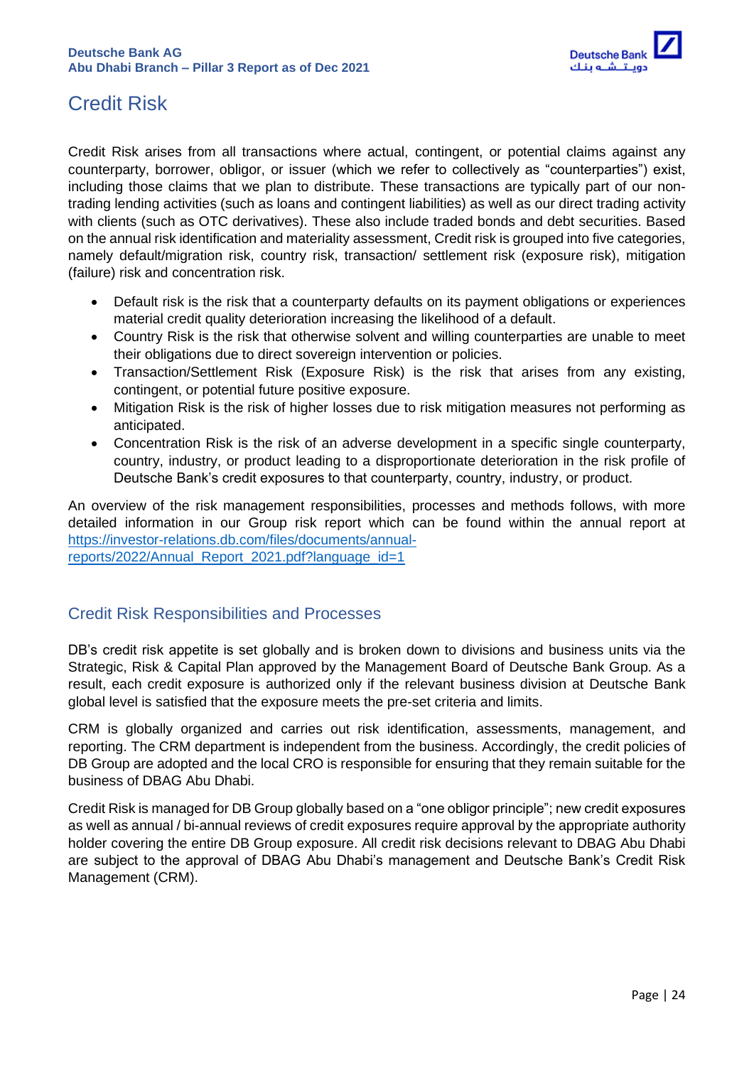# Credit Risk

Credit Risk arises from all transactions where actual, contingent, or potential claims against any counterparty, borrower, obligor, or issuer (which we refer to collectively as "counterparties") exist, including those claims that we plan to distribute. These transactions are typically part of our non-trading lending activities (such as loans and contingent liabilities) as well as our direct trading activity with clients (such as OTC derivatives). These also include traded bonds and debt securities. Based on the annual risk identification and materiality assessment, Credit risk is grouped into five categories, namely default/migration risk, country risk, transaction/ settlement risk (exposure risk), mitigation (failure) risk and concentration risk.

- Default risk is the risk that a counterparty defaults on its payment obligations or experiences material credit quality deterioration increasing the likelihood of a default.
- Country Risk is the risk that otherwise solvent and willing counterparties are unable to meet their obligations due to direct sovereign intervention or policies.
- Transaction/Settlement Risk (Exposure Risk) is the risk that arises from any existing, contingent, or potential future positive exposure.
- Mitigation Risk is the risk of higher losses due to risk mitigation measures not performing as anticipated.
- Concentration Risk is the risk of an adverse development in a specific single counterparty, country, industry, or product leading to a disproportionate deterioration in the risk profile of Deutsche Bank's credit exposures to that counterparty, country, industry, or product.

An overview of the risk management responsibilities, processes and methods follows, with more detailed information in our Group risk report which can be found within the annual report at [https://investor-relations.db.com/files/documents/annual-reports/2022/Annual_Report_2021.pdf?language_id=1](https://investor-relations.db.com/files/documents/annual-reports/2022/Annual_Report_2021.pdf?language_id=1)

## Credit Risk Responsibilities and Processes

DB's credit risk appetite is set globally and is broken down to divisions and business units via the Strategic, Risk & Capital Plan approved by the Management Board of Deutsche Bank Group. As a result, each credit exposure is authorized only if the relevant business division at Deutsche Bank global level is satisfied that the exposure meets the pre-set criteria and limits.

CRM is globally organized and carries out risk identification, assessments, management, and reporting. The CRM department is independent from the business. Accordingly, the credit policies of DB Group are adopted and the local CRO is responsible for ensuring that they remain suitable for the business of DBAG Abu Dhabi.

Credit Risk is managed for DB Group globally based on a "one obligor principle"; new credit exposures as well as annual / bi-annual reviews of credit exposures require approval by the appropriate authority holder covering the entire DB Group exposure. All credit risk decisions relevant to DBAG Abu Dhabi are subject to the approval of DBAG Abu Dhabi's management and Deutsche Bank's Credit Risk Management (CRM).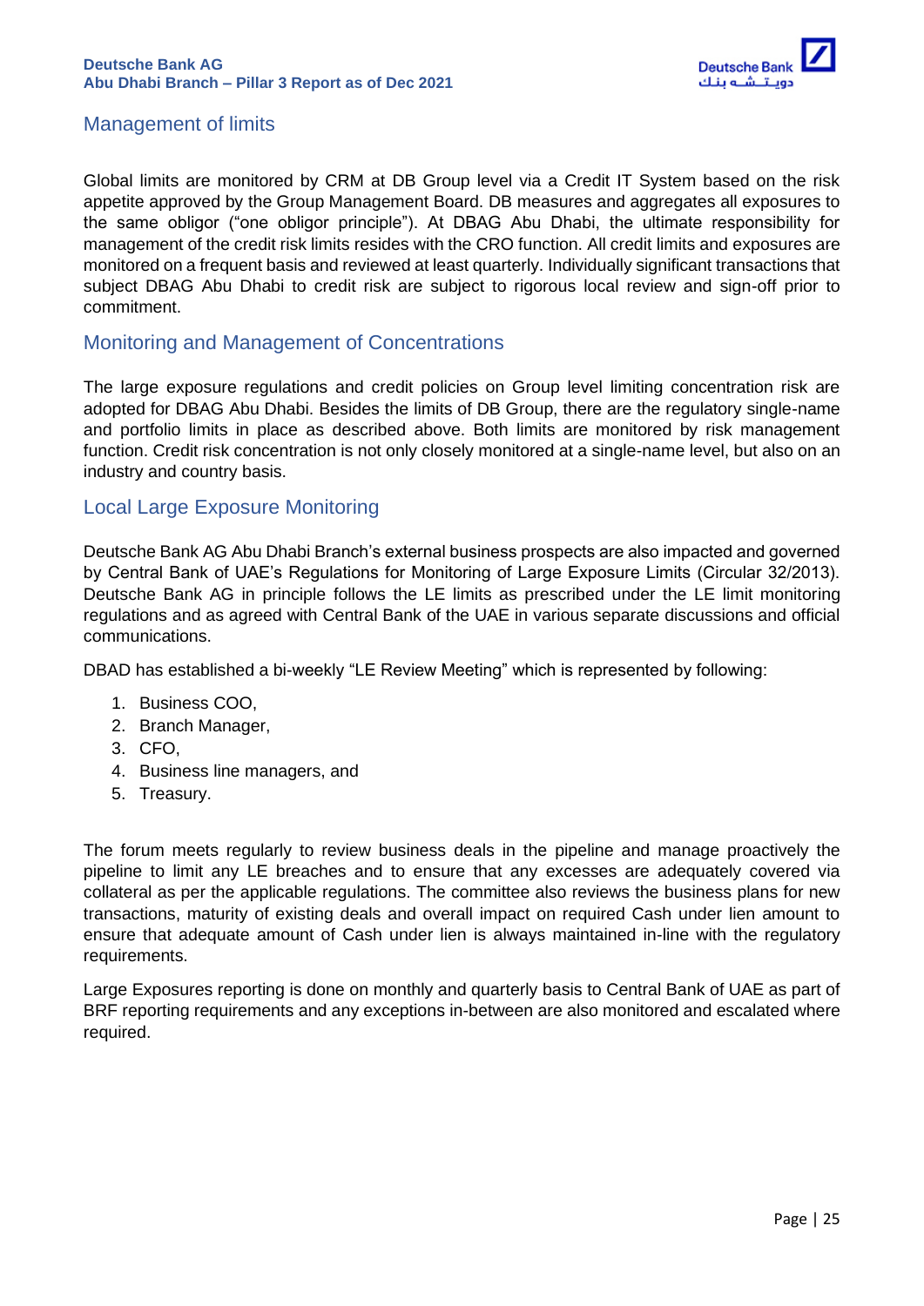## Management of limits

Global limits are monitored by CRM at DB Group level via a Credit IT System based on the risk appetite approved by the Group Management Board. DB measures and aggregates all exposures to the same obligor ("one obligor principle"). At DBAG Abu Dhabi, the ultimate responsibility for management of the credit risk limits resides with the CRO function. All credit limits and exposures are monitored on a frequent basis and reviewed at least quarterly. Individually significant transactions that subject DBAG Abu Dhabi to credit risk are subject to rigorous local review and sign-off prior to commitment.

## Monitoring and Management of Concentrations

The large exposure regulations and credit policies on Group level limiting concentration risk are adopted for DBAG Abu Dhabi. Besides the limits of DB Group, there are the regulatory single-name and portfolio limits in place as described above. Both limits are monitored by risk management function. Credit risk concentration is not only closely monitored at a single-name level, but also on an industry and country basis.

## Local Large Exposure Monitoring

Deutsche Bank AG Abu Dhabi Branch's external business prospects are also impacted and governed by Central Bank of UAE's Regulations for Monitoring of Large Exposure Limits (Circular 32/2013). Deutsche Bank AG in principle follows the LE limits as prescribed under the LE limit monitoring regulations and as agreed with Central Bank of the UAE in various separate discussions and official communications.

DBAD has established a bi-weekly "LE Review Meeting" which is represented by following:

1. Business COO,
2. Branch Manager,
3. CFO,
4. Business line managers, and
5. Treasury.

The forum meets regularly to review business deals in the pipeline and manage proactively the pipeline to limit any LE breaches and to ensure that any excesses are adequately covered via collateral as per the applicable regulations. The committee also reviews the business plans for new transactions, maturity of existing deals and overall impact on required Cash under lien amount to ensure that adequate amount of Cash under lien is always maintained in-line with the regulatory requirements.

Large Exposures reporting is done on monthly and quarterly basis to Central Bank of UAE as part of BRF reporting requirements and any exceptions in-between are also monitored and escalated where required.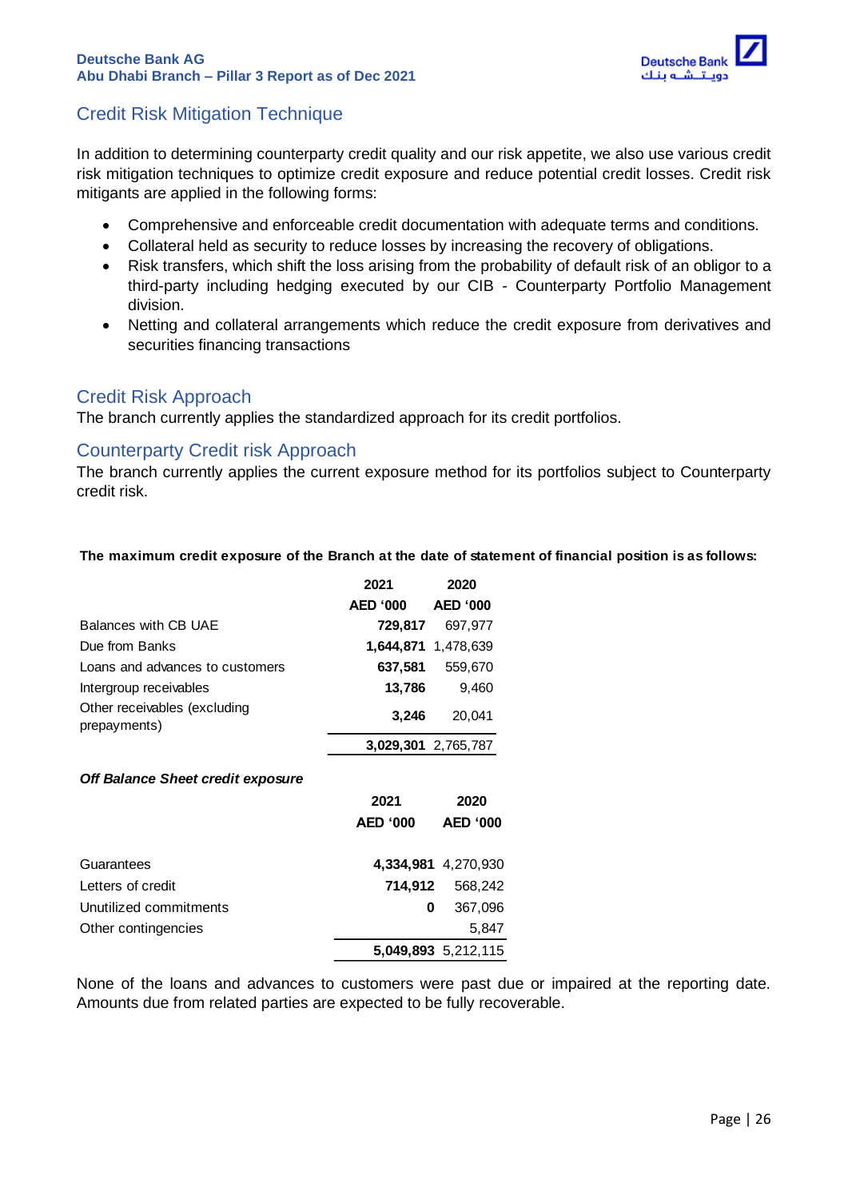## Credit Risk Mitigation Technique

In addition to determining counterparty credit quality and our risk appetite, we also use various credit risk mitigation techniques to optimize credit exposure and reduce potential credit losses. Credit risk mitigants are applied in the following forms:

- Comprehensive and enforceable credit documentation with adequate terms and conditions.
- Collateral held as security to reduce losses by increasing the recovery of obligations.
- Risk transfers, which shift the loss arising from the probability of default risk of an obligor to a third-party including hedging executed by our CIB - Counterparty Portfolio Management division.
- Netting and collateral arrangements which reduce the credit exposure from derivatives and securities financing transactions

## Credit Risk Approach

The branch currently applies the standardized approach for its credit portfolios.

## Counterparty Credit risk Approach

The branch currently applies the current exposure method for its portfolios subject to Counterparty credit risk.

**The maximum credit exposure of the Branch at the date of statement of financial position is as follows:**

| | 2021 | 2020 |
|---|---|---|
| | **AED '000** | **AED '000** |
| Balances with CB UAE | **729,817** | 697,977 |
| Due from Banks | **1,644,871** | 1,478,639 |
| Loans and advances to customers | **637,581** | 559,670 |
| Intergroup receivables | **13,786** | 9,460 |
| Other receivables (excluding prepayments) | **3,246** | 20,041 |
| | **3,029,301** | 2,765,787 |

***Off Balance Sheet credit exposure***

| | 2021 | 2020 |
|---|---|---|
| | **AED '000** | **AED '000** |
| Guarantees | **4,334,981** | 4,270,930 |
| Letters of credit | **714,912** | 568,242 |
| Unutilized commitments | **0** | 367,096 |
| Other contingencies | | 5,847 |
| | **5,049,893** | 5,212,115 |

None of the loans and advances to customers were past due or impaired at the reporting date. Amounts due from related parties are expected to be fully recoverable.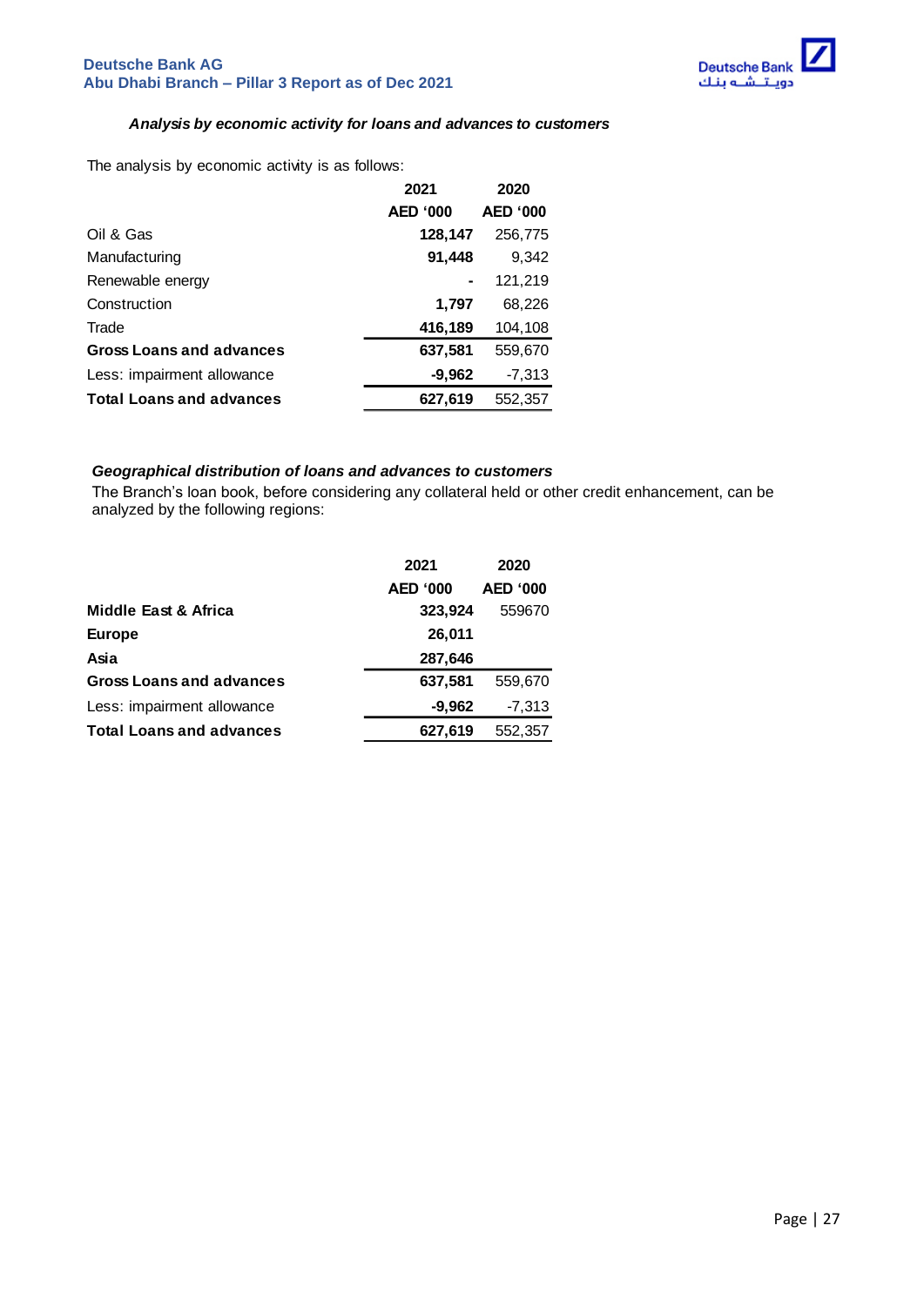### *Analysis by economic activity for loans and advances to customers*

The analysis by economic activity is as follows:

| | 2021 | 2020 |
|---|---|---|
| | **AED '000** | **AED '000** |
| Oil & Gas | **128,147** | 256,775 |
| Manufacturing | **91,448** | 9,342 |
| Renewable energy | **-** | 121,219 |
| Construction | **1,797** | 68,226 |
| Trade | **416,189** | 104,108 |
| **Gross Loans and advances** | **637,581** | 559,670 |
| Less: impairment allowance | **-9,962** | -7,313 |
| **Total Loans and advances** | **627,619** | 552,357 |

### *Geographical distribution of loans and advances to customers*

The Branch's loan book, before considering any collateral held or other credit enhancement, can be analyzed by the following regions:

| | 2021 | 2020 |
|---|---|---|
| | **AED '000** | **AED '000** |
| **Middle East & Africa** | **323,924** | 559670 |
| **Europe** | **26,011** | |
| **Asia** | **287,646** | |
| **Gross Loans and advances** | **637,581** | 559,670 |
| Less: impairment allowance | **-9,962** | -7,313 |
| **Total Loans and advances** | **627,619** | 552,357 |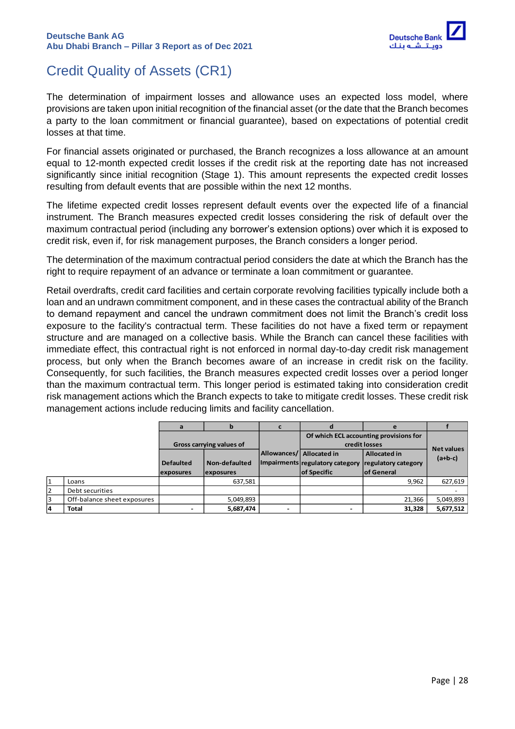# Credit Quality of Assets (CR1)

The determination of impairment losses and allowance uses an expected loss model, where provisions are taken upon initial recognition of the financial asset (or the date that the Branch becomes a party to the loan commitment or financial guarantee), based on expectations of potential credit losses at that time.

For financial assets originated or purchased, the Branch recognizes a loss allowance at an amount equal to 12-month expected credit losses if the credit risk at the reporting date has not increased significantly since initial recognition (Stage 1). This amount represents the expected credit losses resulting from default events that are possible within the next 12 months.

The lifetime expected credit losses represent default events over the expected life of a financial instrument. The Branch measures expected credit losses considering the risk of default over the maximum contractual period (including any borrower's extension options) over which it is exposed to credit risk, even if, for risk management purposes, the Branch considers a longer period.

The determination of the maximum contractual period considers the date at which the Branch has the right to require repayment of an advance or terminate a loan commitment or guarantee.

Retail overdrafts, credit card facilities and certain corporate revolving facilities typically include both a loan and an undrawn commitment component, and in these cases the contractual ability of the Branch to demand repayment and cancel the undrawn commitment does not limit the Branch's credit loss exposure to the facility's contractual term. These facilities do not have a fixed term or repayment structure and are managed on a collective basis. While the Branch can cancel these facilities with immediate effect, this contractual right is not enforced in normal day-to-day credit risk management process, but only when the Branch becomes aware of an increase in credit risk on the facility. Consequently, for such facilities, the Branch measures expected credit losses over a period longer than the maximum contractual term. This longer period is estimated taking into consideration credit risk management actions which the Branch expects to take to mitigate credit losses. These credit risk management actions include reducing limits and facility cancellation.

| | | a | b | c | d | e | f |
|---|---|---|---|---|---|---|---|
| | | Gross carrying values of | | Allowances/ Impairments | Of which ECL accounting provisions for credit losses | | Net values (a+b-c) |
| | | Defaulted exposures | Non-defaulted exposures | | Allocated in regulatory category of Specific | Allocated in regulatory category of General | |
| 1 | Loans | | 637,581 | | | 9,962 | 627,619 |
| 2 | Debt securities | | | | | | - |
| 3 | Off-balance sheet exposures | | 5,049,893 | | | 21,366 | 5,049,893 |
| **4** | **Total** | **-** | **5,687,474** | **-** | **-** | **31,328** | **5,677,512** |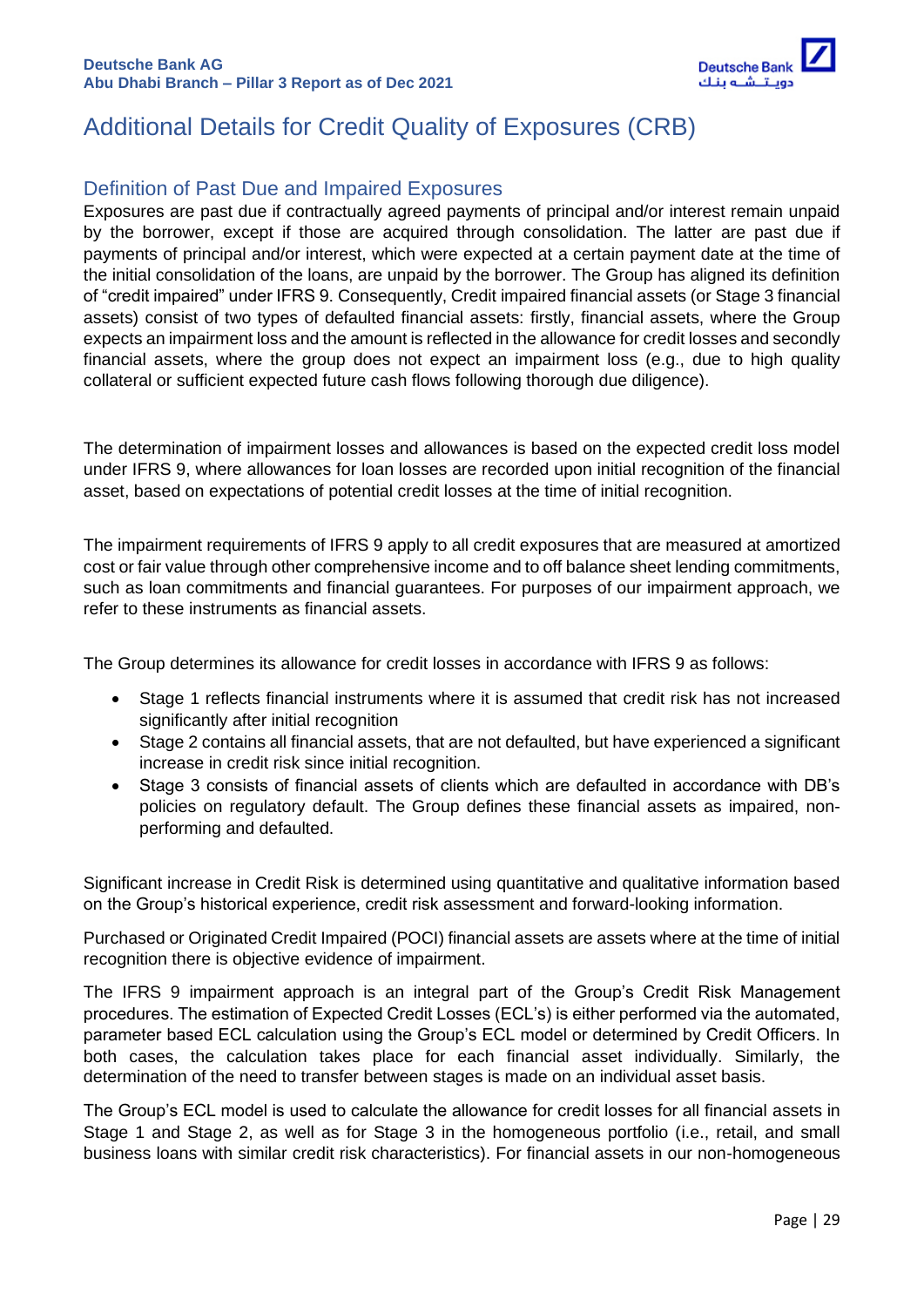# Additional Details for Credit Quality of Exposures (CRB)

## Definition of Past Due and Impaired Exposures

Exposures are past due if contractually agreed payments of principal and/or interest remain unpaid by the borrower, except if those are acquired through consolidation. The latter are past due if payments of principal and/or interest, which were expected at a certain payment date at the time of the initial consolidation of the loans, are unpaid by the borrower. The Group has aligned its definition of "credit impaired" under IFRS 9. Consequently, Credit impaired financial assets (or Stage 3 financial assets) consist of two types of defaulted financial assets: firstly, financial assets, where the Group expects an impairment loss and the amount is reflected in the allowance for credit losses and secondly financial assets, where the group does not expect an impairment loss (e.g., due to high quality collateral or sufficient expected future cash flows following thorough due diligence).

The determination of impairment losses and allowances is based on the expected credit loss model under IFRS 9, where allowances for loan losses are recorded upon initial recognition of the financial asset, based on expectations of potential credit losses at the time of initial recognition.

The impairment requirements of IFRS 9 apply to all credit exposures that are measured at amortized cost or fair value through other comprehensive income and to off balance sheet lending commitments, such as loan commitments and financial guarantees. For purposes of our impairment approach, we refer to these instruments as financial assets.

The Group determines its allowance for credit losses in accordance with IFRS 9 as follows:

- Stage 1 reflects financial instruments where it is assumed that credit risk has not increased significantly after initial recognition
- Stage 2 contains all financial assets, that are not defaulted, but have experienced a significant increase in credit risk since initial recognition.
- Stage 3 consists of financial assets of clients which are defaulted in accordance with DB's policies on regulatory default. The Group defines these financial assets as impaired, non-performing and defaulted.

Significant increase in Credit Risk is determined using quantitative and qualitative information based on the Group's historical experience, credit risk assessment and forward-looking information.

Purchased or Originated Credit Impaired (POCI) financial assets are assets where at the time of initial recognition there is objective evidence of impairment.

The IFRS 9 impairment approach is an integral part of the Group's Credit Risk Management procedures. The estimation of Expected Credit Losses (ECL's) is either performed via the automated, parameter based ECL calculation using the Group's ECL model or determined by Credit Officers. In both cases, the calculation takes place for each financial asset individually. Similarly, the determination of the need to transfer between stages is made on an individual asset basis.

The Group's ECL model is used to calculate the allowance for credit losses for all financial assets in Stage 1 and Stage 2, as well as for Stage 3 in the homogeneous portfolio (i.e., retail, and small business loans with similar credit risk characteristics). For financial assets in our non-homogeneous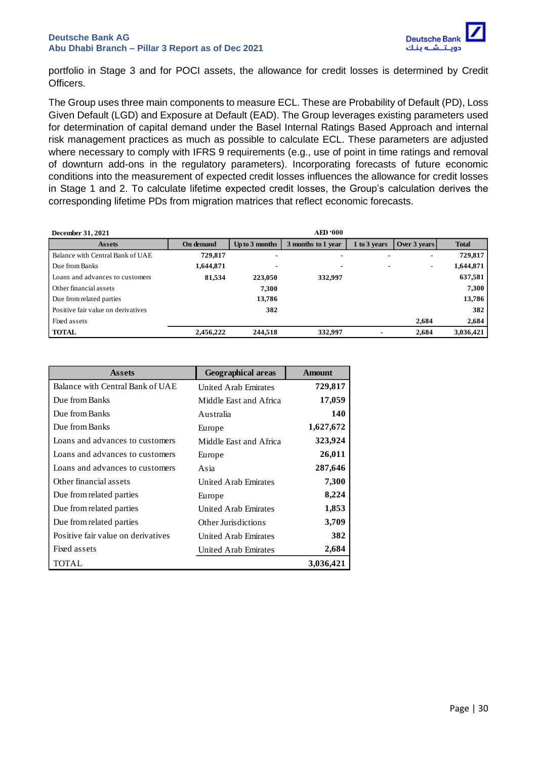portfolio in Stage 3 and for POCI assets, the allowance for credit losses is determined by Credit Officers.

The Group uses three main components to measure ECL. These are Probability of Default (PD), Loss Given Default (LGD) and Exposure at Default (EAD). The Group leverages existing parameters used for determination of capital demand under the Basel Internal Ratings Based Approach and internal risk management practices as much as possible to calculate ECL. These parameters are adjusted where necessary to comply with IFRS 9 requirements (e.g., use of point in time ratings and removal of downturn add-ons in the regulatory parameters). Incorporating forecasts of future economic conditions into the measurement of expected credit losses influences the allowance for credit losses in Stage 1 and 2. To calculate lifetime expected credit losses, the Group's calculation derives the corresponding lifetime PDs from migration matrices that reflect economic forecasts.

| December 31, 2021 | AED '000 | | | | | |
|---|---|---|---|---|---|---|
| **Assets** | **On demand** | **Up to 3 months** | **3 months to 1 year** | **1 to 3 years** | **Over 3 years** | **Total** |
| Balance with Central Bank of UAE | 729,817 | - | - | - | - | 729,817 |
| Due from Banks | 1,644,871 | - | - | - | - | 1,644,871 |
| Loans and advances to customers | 81,534 | 223,050 | 332,997 | | | 637,581 |
| Other financial assets | | 7,300 | | | | 7,300 |
| Due from related parties | | 13,786 | | | | 13,786 |
| Positive fair value on derivatives | | 382 | | | | 382 |
| Fixed assets | | | | | 2,684 | 2,684 |
| **TOTAL** | 2,456,222 | 244,518 | 332,997 | - | 2,684 | 3,036,421 |

| Assets | Geographical areas | Amount |
|---|---|---|
| Balance with Central Bank of UAE | United Arab Emirates | 729,817 |
| Due from Banks | Middle East and Africa | 17,059 |
| Due from Banks | Australia | 140 |
| Due from Banks | Europe | 1,627,672 |
| Loans and advances to customers | Middle East and Africa | 323,924 |
| Loans and advances to customers | Europe | 26,011 |
| Loans and advances to customers | Asia | 287,646 |
| Other financial assets | United Arab Emirates | 7,300 |
| Due from related parties | Europe | 8,224 |
| Due from related parties | United Arab Emirates | 1,853 |
| Due from related parties | Other Jurisdictions | 3,709 |
| Positive fair value on derivatives | United Arab Emirates | 382 |
| Fixed assets | United Arab Emirates | 2,684 |
| TOTAL | | 3,036,421 |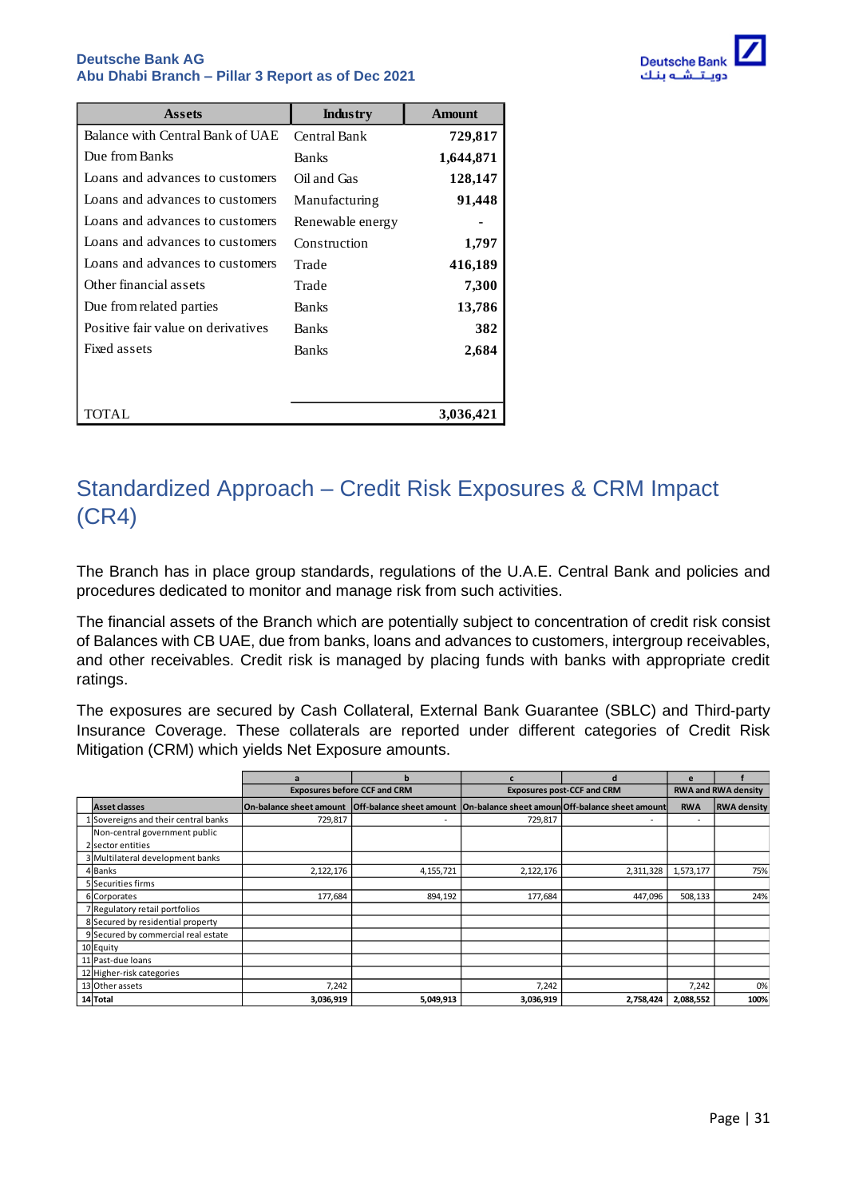| Assets | Industry | Amount |
|---|---|---|
| Balance with Central Bank of UAE | Central Bank | 729,817 |
| Due from Banks | Banks | 1,644,871 |
| Loans and advances to customers | Oil and Gas | 128,147 |
| Loans and advances to customers | Manufacturing | 91,448 |
| Loans and advances to customers | Renewable energy | - |
| Loans and advances to customers | Construction | 1,797 |
| Loans and advances to customers | Trade | 416,189 |
| Other financial assets | Trade | 7,300 |
| Due from related parties | Banks | 13,786 |
| Positive fair value on derivatives | Banks | 382 |
| Fixed assets | Banks | 2,684 |
| TOTAL | | 3,036,421 |

# Standardized Approach – Credit Risk Exposures & CRM Impact (CR4)

The Branch has in place group standards, regulations of the U.A.E. Central Bank and policies and procedures dedicated to monitor and manage risk from such activities.

The financial assets of the Branch which are potentially subject to concentration of credit risk consist of Balances with CB UAE, due from banks, loans and advances to customers, intergroup receivables, and other receivables. Credit risk is managed by placing funds with banks with appropriate credit ratings.

The exposures are secured by Cash Collateral, External Bank Guarantee (SBLC) and Third-party Insurance Coverage. These collaterals are reported under different categories of Credit Risk Mitigation (CRM) which yields Net Exposure amounts.

| | | a | b | c | d | e | f |
|---|---|---|---|---|---|---|---|
| | | Exposures before CCF and CRM | | Exposures post-CCF and CRM | | RWA and RWA density | |
| | Asset classes | On-balance sheet amount | Off-balance sheet amount | On-balance sheet amoun | Off-balance sheet amount | RWA | RWA density |
| 1 | Sovereigns and their central banks | 729,817 | - | 729,817 | - | - | |
| 2 | Non-central government public sector entities | | | | | | |
| 3 | Multilateral development banks | | | | | | |
| 4 | Banks | 2,122,176 | 4,155,721 | 2,122,176 | 2,311,328 | 1,573,177 | 75% |
| 5 | Securities firms | | | | | | |
| 6 | Corporates | 177,684 | 894,192 | 177,684 | 447,096 | 508,133 | 24% |
| 7 | Regulatory retail portfolios | | | | | | |
| 8 | Secured by residential property | | | | | | |
| 9 | Secured by commercial real estate | | | | | | |
| 10 | Equity | | | | | | |
| 11 | Past-due loans | | | | | | |
| 12 | Higher-risk categories | | | | | | |
| 13 | Other assets | 7,242 | | 7,242 | | 7,242 | 0% |
| 14 | **Total** | **3,036,919** | **5,049,913** | **3,036,919** | **2,758,424** | **2,088,552** | **100%** |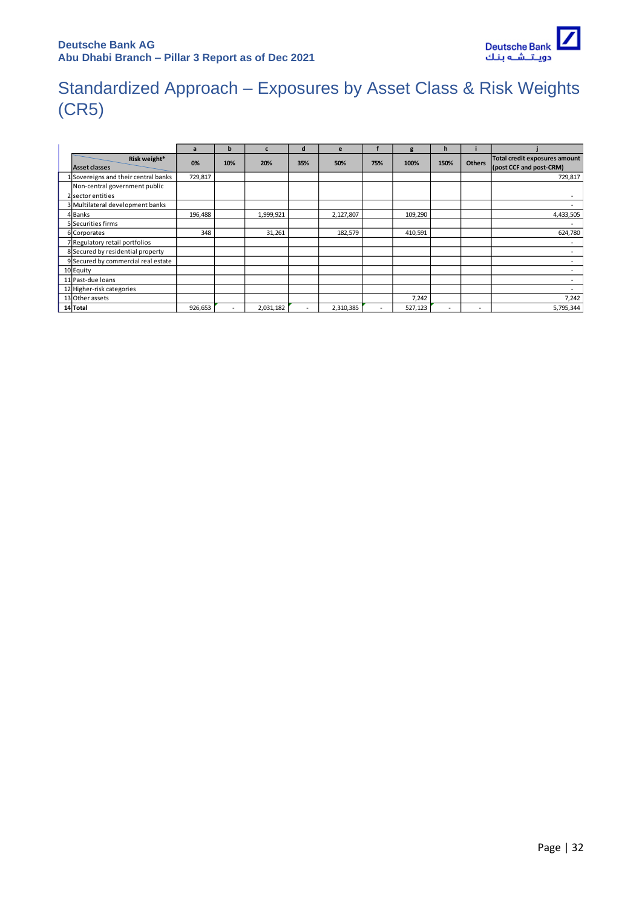# Standardized Approach – Exposures by Asset Class & Risk Weights (CR5)

| | | a | b | c | d | e | f | g | h | i | j |
|---|---|---|---|---|---|---|---|---|---|---|---|
| | **Risk weight*** / **Asset classes** | **0%** | **10%** | **20%** | **35%** | **50%** | **75%** | **100%** | **150%** | **Others** | **Total credit exposures amount (post CCF and post-CRM)** |
| 1 | Sovereigns and their central banks | 729,817 | | | | | | | | | 729,817 |
| 2 | Non-central government public sector entities | | | | | | | | | | - |
| 3 | Multilateral development banks | | | | | | | | | | - |
| 4 | Banks | 196,488 | | 1,999,921 | | 2,127,807 | | 109,290 | | | 4,433,505 |
| 5 | Securities firms | | | | | | | | | | - |
| 6 | Corporates | 348 | | 31,261 | | 182,579 | | 410,591 | | | 624,780 |
| 7 | Regulatory retail portfolios | | | | | | | | | | - |
| 8 | Secured by residential property | | | | | | | | | | - |
| 9 | Secured by commercial real estate | | | | | | | | | | - |
| 10 | Equity | | | | | | | | | | - |
| 11 | Past-due loans | | | | | | | | | | - |
| 12 | Higher-risk categories | | | | | | | | | | - |
| 13 | Other assets | | | | | | | 7,242 | | | 7,242 |
| **14** | **Total** | 926,653 | - | 2,031,182 | - | 2,310,385 | - | 527,123 | - | - | 5,795,344 |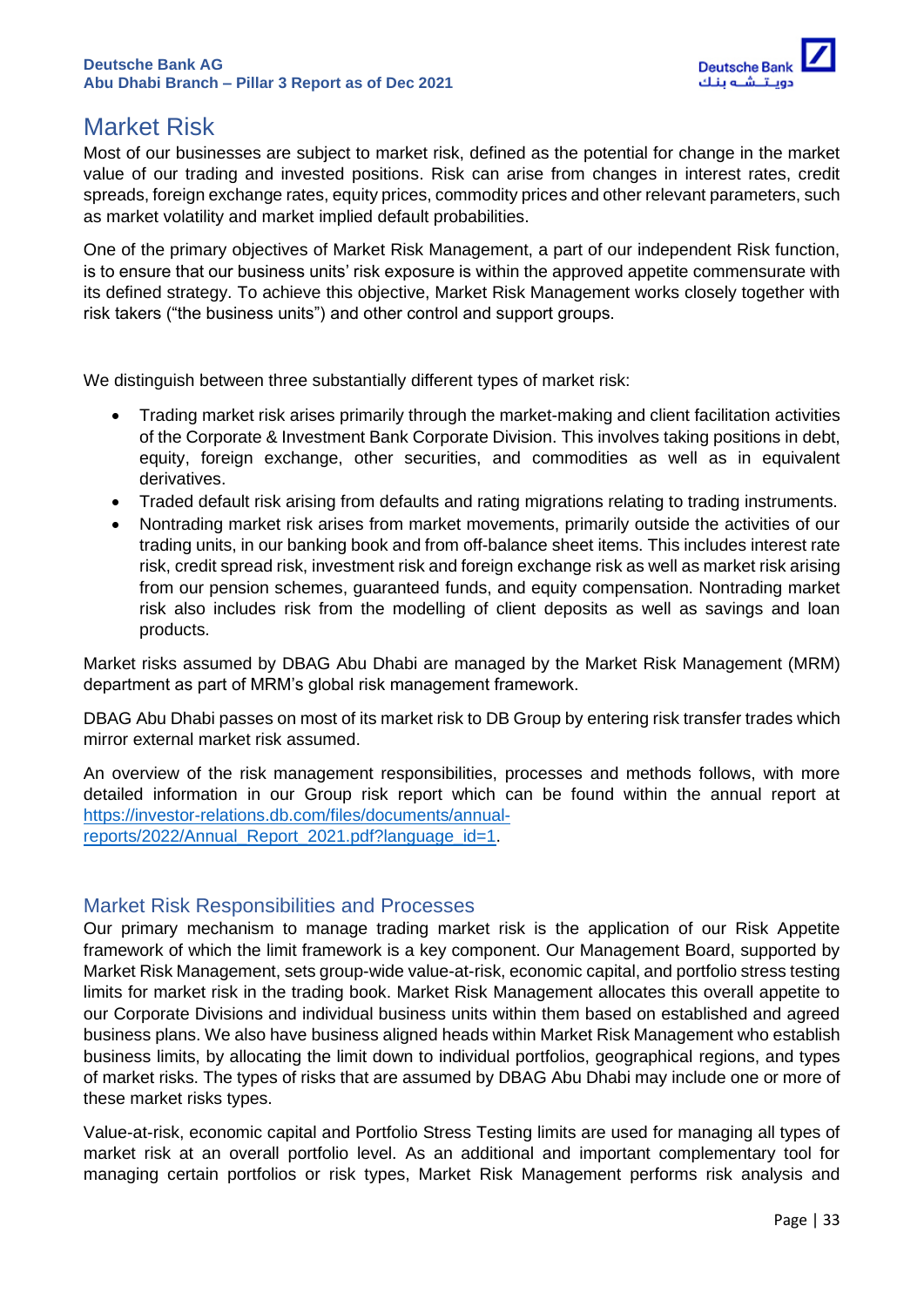# Market Risk

Most of our businesses are subject to market risk, defined as the potential for change in the market value of our trading and invested positions. Risk can arise from changes in interest rates, credit spreads, foreign exchange rates, equity prices, commodity prices and other relevant parameters, such as market volatility and market implied default probabilities.

One of the primary objectives of Market Risk Management, a part of our independent Risk function, is to ensure that our business units' risk exposure is within the approved appetite commensurate with its defined strategy. To achieve this objective, Market Risk Management works closely together with risk takers ("the business units") and other control and support groups.

We distinguish between three substantially different types of market risk:

- Trading market risk arises primarily through the market-making and client facilitation activities of the Corporate & Investment Bank Corporate Division. This involves taking positions in debt, equity, foreign exchange, other securities, and commodities as well as in equivalent derivatives.
- Traded default risk arising from defaults and rating migrations relating to trading instruments.
- Nontrading market risk arises from market movements, primarily outside the activities of our trading units, in our banking book and from off-balance sheet items. This includes interest rate risk, credit spread risk, investment risk and foreign exchange risk as well as market risk arising from our pension schemes, guaranteed funds, and equity compensation. Nontrading market risk also includes risk from the modelling of client deposits as well as savings and loan products.

Market risks assumed by DBAG Abu Dhabi are managed by the Market Risk Management (MRM) department as part of MRM's global risk management framework.

DBAG Abu Dhabi passes on most of its market risk to DB Group by entering risk transfer trades which mirror external market risk assumed.

An overview of the risk management responsibilities, processes and methods follows, with more detailed information in our Group risk report which can be found within the annual report at https://investor-relations.db.com/files/documents/annual-reports/2022/Annual_Report_2021.pdf?language_id=1.

## Market Risk Responsibilities and Processes

Our primary mechanism to manage trading market risk is the application of our Risk Appetite framework of which the limit framework is a key component. Our Management Board, supported by Market Risk Management, sets group-wide value-at-risk, economic capital, and portfolio stress testing limits for market risk in the trading book. Market Risk Management allocates this overall appetite to our Corporate Divisions and individual business units within them based on established and agreed business plans. We also have business aligned heads within Market Risk Management who establish business limits, by allocating the limit down to individual portfolios, geographical regions, and types of market risks. The types of risks that are assumed by DBAG Abu Dhabi may include one or more of these market risks types.

Value-at-risk, economic capital and Portfolio Stress Testing limits are used for managing all types of market risk at an overall portfolio level. As an additional and important complementary tool for managing certain portfolios or risk types, Market Risk Management performs risk analysis and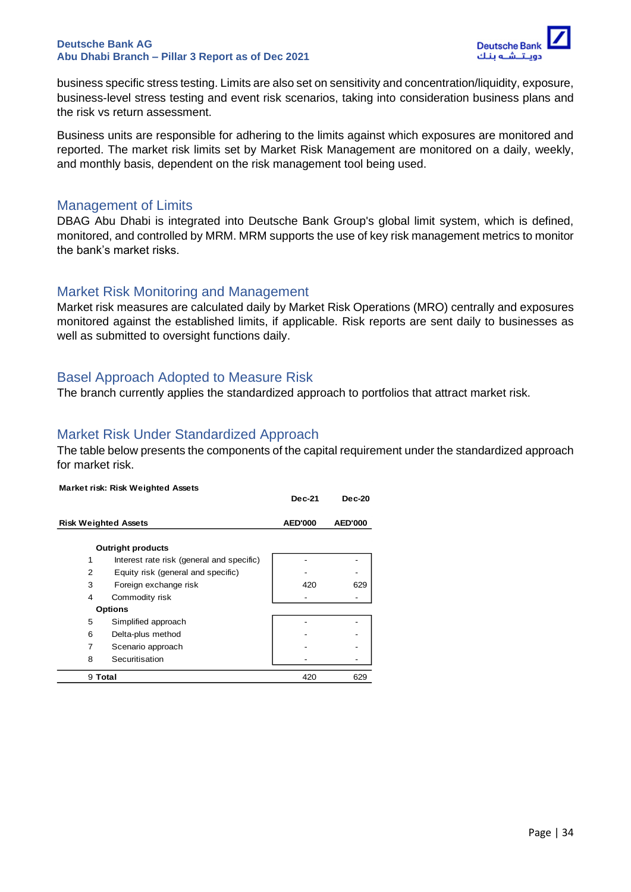business specific stress testing. Limits are also set on sensitivity and concentration/liquidity, exposure, business-level stress testing and event risk scenarios, taking into consideration business plans and the risk vs return assessment.

Business units are responsible for adhering to the limits against which exposures are monitored and reported. The market risk limits set by Market Risk Management are monitored on a daily, weekly, and monthly basis, dependent on the risk management tool being used.

## Management of Limits

DBAG Abu Dhabi is integrated into Deutsche Bank Group's global limit system, which is defined, monitored, and controlled by MRM. MRM supports the use of key risk management metrics to monitor the bank's market risks.

## Market Risk Monitoring and Management

Market risk measures are calculated daily by Market Risk Operations (MRO) centrally and exposures monitored against the established limits, if applicable. Risk reports are sent daily to businesses as well as submitted to oversight functions daily.

## Basel Approach Adopted to Measure Risk

The branch currently applies the standardized approach to portfolios that attract market risk.

## Market Risk Under Standardized Approach

The table below presents the components of the capital requirement under the standardized approach for market risk.

**Market risk: Risk Weighted Assets**

| | | Dec-21 | Dec-20 |
|---|---|---|---|
| **Risk Weighted Assets** | | **AED'000** | **AED'000** |
| | **Outright products** | | |
| 1 | Interest rate risk (general and specific) | - | - |
| 2 | Equity risk (general and specific) | - | - |
| 3 | Foreign exchange risk | 420 | 629 |
| 4 | Commodity risk | - | - |
| | **Options** | | |
| 5 | Simplified approach | - | - |
| 6 | Delta-plus method | - | - |
| 7 | Scenario approach | - | - |
| 8 | Securitisation | - | - |
| 9 | **Total** | 420 | 629 |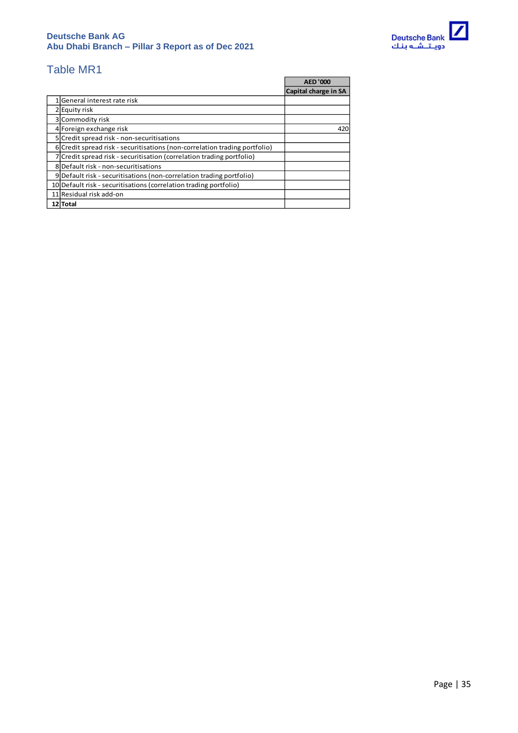## Table MR1

| | | AED '000 |
|---|---|---|
| | | **Capital charge in SA** |
| 1 | General interest rate risk | |
| 2 | Equity risk | |
| 3 | Commodity risk | |
| 4 | Foreign exchange risk | 420 |
| 5 | Credit spread risk - non-securitisations | |
| 6 | Credit spread risk - securitisations (non-correlation trading portfolio) | |
| 7 | Credit spread risk - securitisation (correlation trading portfolio) | |
| 8 | Default risk - non-securitisations | |
| 9 | Default risk - securitisations (non-correlation trading portfolio) | |
| 10 | Default risk - securitisations (correlation trading portfolio) | |
| 11 | Residual risk add-on | |
| **12** | **Total** | |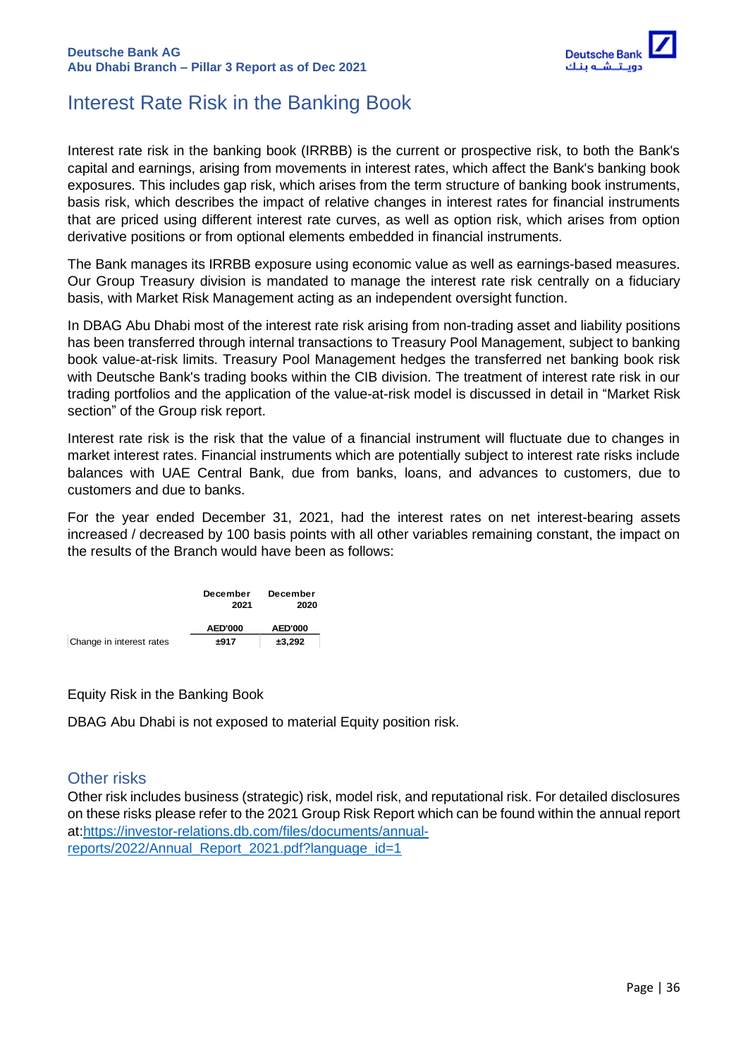# Interest Rate Risk in the Banking Book

Interest rate risk in the banking book (IRRBB) is the current or prospective risk, to both the Bank's capital and earnings, arising from movements in interest rates, which affect the Bank's banking book exposures. This includes gap risk, which arises from the term structure of banking book instruments, basis risk, which describes the impact of relative changes in interest rates for financial instruments that are priced using different interest rate curves, as well as option risk, which arises from option derivative positions or from optional elements embedded in financial instruments.

The Bank manages its IRRBB exposure using economic value as well as earnings-based measures. Our Group Treasury division is mandated to manage the interest rate risk centrally on a fiduciary basis, with Market Risk Management acting as an independent oversight function.

In DBAG Abu Dhabi most of the interest rate risk arising from non-trading asset and liability positions has been transferred through internal transactions to Treasury Pool Management, subject to banking book value-at-risk limits. Treasury Pool Management hedges the transferred net banking book risk with Deutsche Bank's trading books within the CIB division. The treatment of interest rate risk in our trading portfolios and the application of the value-at-risk model is discussed in detail in "Market Risk section" of the Group risk report.

Interest rate risk is the risk that the value of a financial instrument will fluctuate due to changes in market interest rates. Financial instruments which are potentially subject to interest rate risks include balances with UAE Central Bank, due from banks, loans, and advances to customers, due to customers and due to banks.

For the year ended December 31, 2021, had the interest rates on net interest-bearing assets increased / decreased by 100 basis points with all other variables remaining constant, the impact on the results of the Branch would have been as follows:

| | December 2021 | December 2020 |
|---|---|---|
| | AED'000 | AED'000 |
| Change in interest rates | ±917 | ±3,292 |

Equity Risk in the Banking Book

DBAG Abu Dhabi is not exposed to material Equity position risk.

## Other risks

Other risk includes business (strategic) risk, model risk, and reputational risk. For detailed disclosures on these risks please refer to the 2021 Group Risk Report which can be found within the annual report at:https://investor-relations.db.com/files/documents/annual-reports/2022/Annual_Report_2021.pdf?language_id=1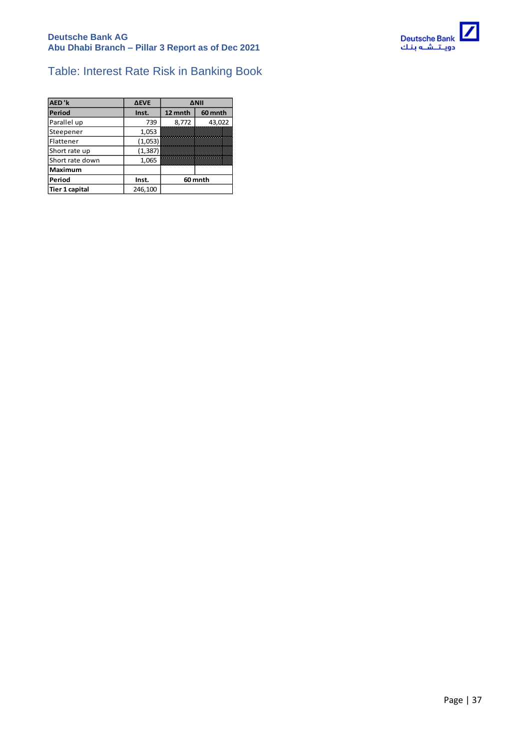## Table: Interest Rate Risk in Banking Book

| AED 'k | ΔEVE | ΔNII | |
|---|---|---|---|
| Period | Inst. | 12 mnth | 60 mnth |
| Parallel up | 739 | 8,772 | 43,022 |
| Steepener | 1,053 | | |
| Flattener | (1,053) | | |
| Short rate up | (1,387) | | |
| Short rate down | 1,065 | | |
| **Maximum** | | | |
| **Period** | Inst. | 60 mnth | |
| **Tier 1 capital** | 246,100 | | |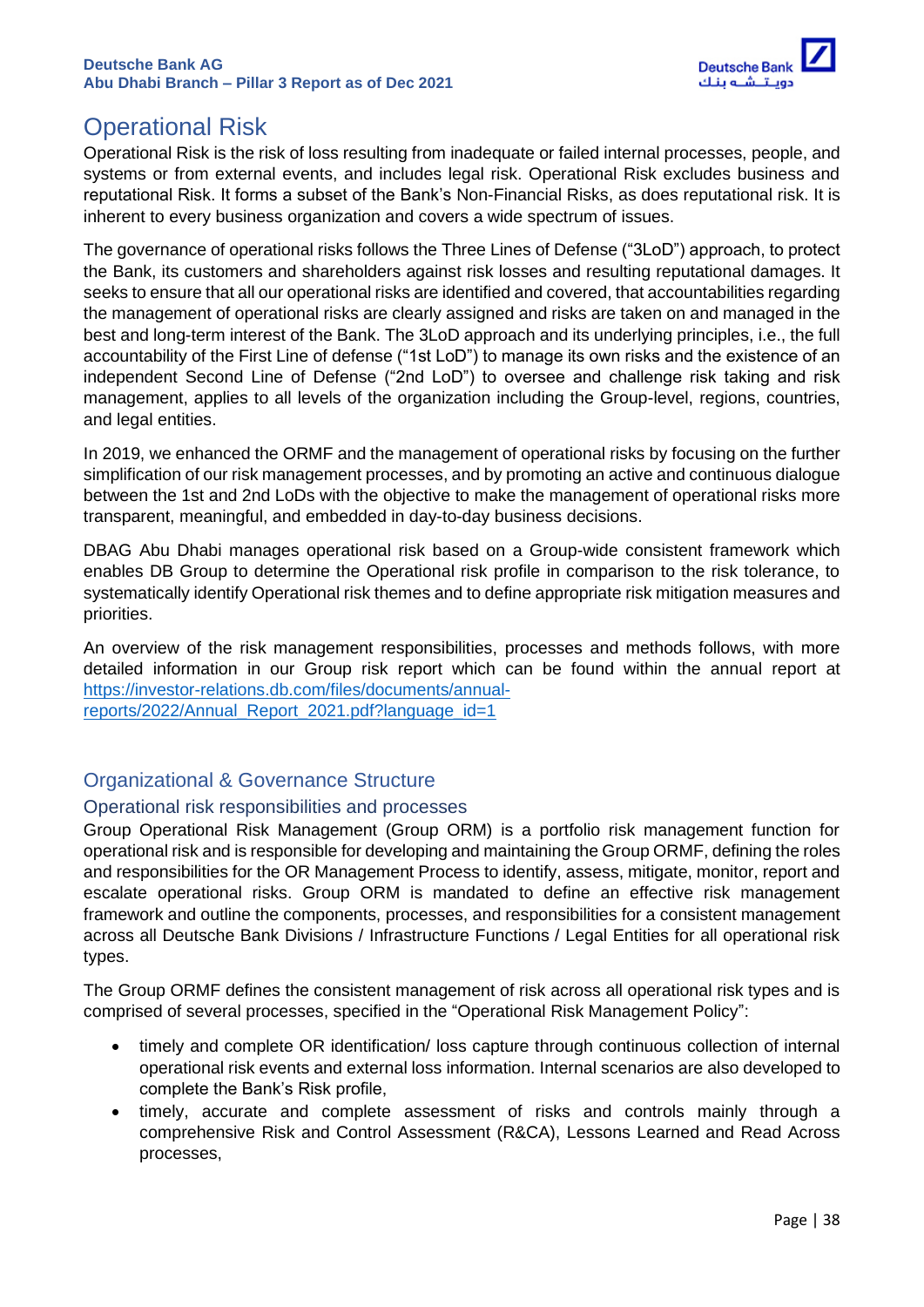# Operational Risk

Operational Risk is the risk of loss resulting from inadequate or failed internal processes, people, and systems or from external events, and includes legal risk. Operational Risk excludes business and reputational Risk. It forms a subset of the Bank's Non-Financial Risks, as does reputational risk. It is inherent to every business organization and covers a wide spectrum of issues.

The governance of operational risks follows the Three Lines of Defense ("3LoD") approach, to protect the Bank, its customers and shareholders against risk losses and resulting reputational damages. It seeks to ensure that all our operational risks are identified and covered, that accountabilities regarding the management of operational risks are clearly assigned and risks are taken on and managed in the best and long-term interest of the Bank. The 3LoD approach and its underlying principles, i.e., the full accountability of the First Line of defense ("1st LoD") to manage its own risks and the existence of an independent Second Line of Defense ("2nd LoD") to oversee and challenge risk taking and risk management, applies to all levels of the organization including the Group-level, regions, countries, and legal entities.

In 2019, we enhanced the ORMF and the management of operational risks by focusing on the further simplification of our risk management processes, and by promoting an active and continuous dialogue between the 1st and 2nd LoDs with the objective to make the management of operational risks more transparent, meaningful, and embedded in day-to-day business decisions.

DBAG Abu Dhabi manages operational risk based on a Group-wide consistent framework which enables DB Group to determine the Operational risk profile in comparison to the risk tolerance, to systematically identify Operational risk themes and to define appropriate risk mitigation measures and priorities.

An overview of the risk management responsibilities, processes and methods follows, with more detailed information in our Group risk report which can be found within the annual report at https://investor-relations.db.com/files/documents/annual-reports/2022/Annual_Report_2021.pdf?language_id=1

## Organizational & Governance Structure

### Operational risk responsibilities and processes

Group Operational Risk Management (Group ORM) is a portfolio risk management function for operational risk and is responsible for developing and maintaining the Group ORMF, defining the roles and responsibilities for the OR Management Process to identify, assess, mitigate, monitor, report and escalate operational risks. Group ORM is mandated to define an effective risk management framework and outline the components, processes, and responsibilities for a consistent management across all Deutsche Bank Divisions / Infrastructure Functions / Legal Entities for all operational risk types.

The Group ORMF defines the consistent management of risk across all operational risk types and is comprised of several processes, specified in the "Operational Risk Management Policy":

- timely and complete OR identification/ loss capture through continuous collection of internal operational risk events and external loss information. Internal scenarios are also developed to complete the Bank's Risk profile,
- timely, accurate and complete assessment of risks and controls mainly through a comprehensive Risk and Control Assessment (R&CA), Lessons Learned and Read Across processes,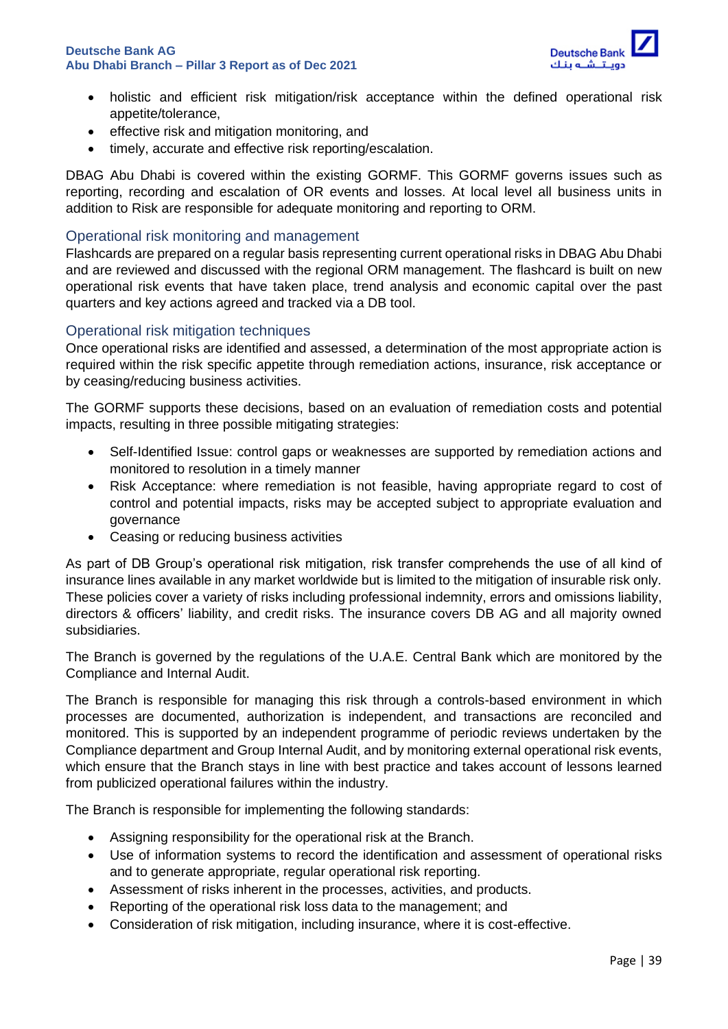- holistic and efficient risk mitigation/risk acceptance within the defined operational risk appetite/tolerance,
- effective risk and mitigation monitoring, and
- timely, accurate and effective risk reporting/escalation.

DBAG Abu Dhabi is covered within the existing GORMF. This GORMF governs issues such as reporting, recording and escalation of OR events and losses. At local level all business units in addition to Risk are responsible for adequate monitoring and reporting to ORM.

## Operational risk monitoring and management

Flashcards are prepared on a regular basis representing current operational risks in DBAG Abu Dhabi and are reviewed and discussed with the regional ORM management. The flashcard is built on new operational risk events that have taken place, trend analysis and economic capital over the past quarters and key actions agreed and tracked via a DB tool.

## Operational risk mitigation techniques

Once operational risks are identified and assessed, a determination of the most appropriate action is required within the risk specific appetite through remediation actions, insurance, risk acceptance or by ceasing/reducing business activities.

The GORMF supports these decisions, based on an evaluation of remediation costs and potential impacts, resulting in three possible mitigating strategies:

- Self-Identified Issue: control gaps or weaknesses are supported by remediation actions and monitored to resolution in a timely manner
- Risk Acceptance: where remediation is not feasible, having appropriate regard to cost of control and potential impacts, risks may be accepted subject to appropriate evaluation and governance
- Ceasing or reducing business activities

As part of DB Group's operational risk mitigation, risk transfer comprehends the use of all kind of insurance lines available in any market worldwide but is limited to the mitigation of insurable risk only. These policies cover a variety of risks including professional indemnity, errors and omissions liability, directors & officers' liability, and credit risks. The insurance covers DB AG and all majority owned subsidiaries.

The Branch is governed by the regulations of the U.A.E. Central Bank which are monitored by the Compliance and Internal Audit.

The Branch is responsible for managing this risk through a controls-based environment in which processes are documented, authorization is independent, and transactions are reconciled and monitored. This is supported by an independent programme of periodic reviews undertaken by the Compliance department and Group Internal Audit, and by monitoring external operational risk events, which ensure that the Branch stays in line with best practice and takes account of lessons learned from publicized operational failures within the industry.

The Branch is responsible for implementing the following standards:

- Assigning responsibility for the operational risk at the Branch.
- Use of information systems to record the identification and assessment of operational risks and to generate appropriate, regular operational risk reporting.
- Assessment of risks inherent in the processes, activities, and products.
- Reporting of the operational risk loss data to the management; and
- Consideration of risk mitigation, including insurance, where it is cost-effective.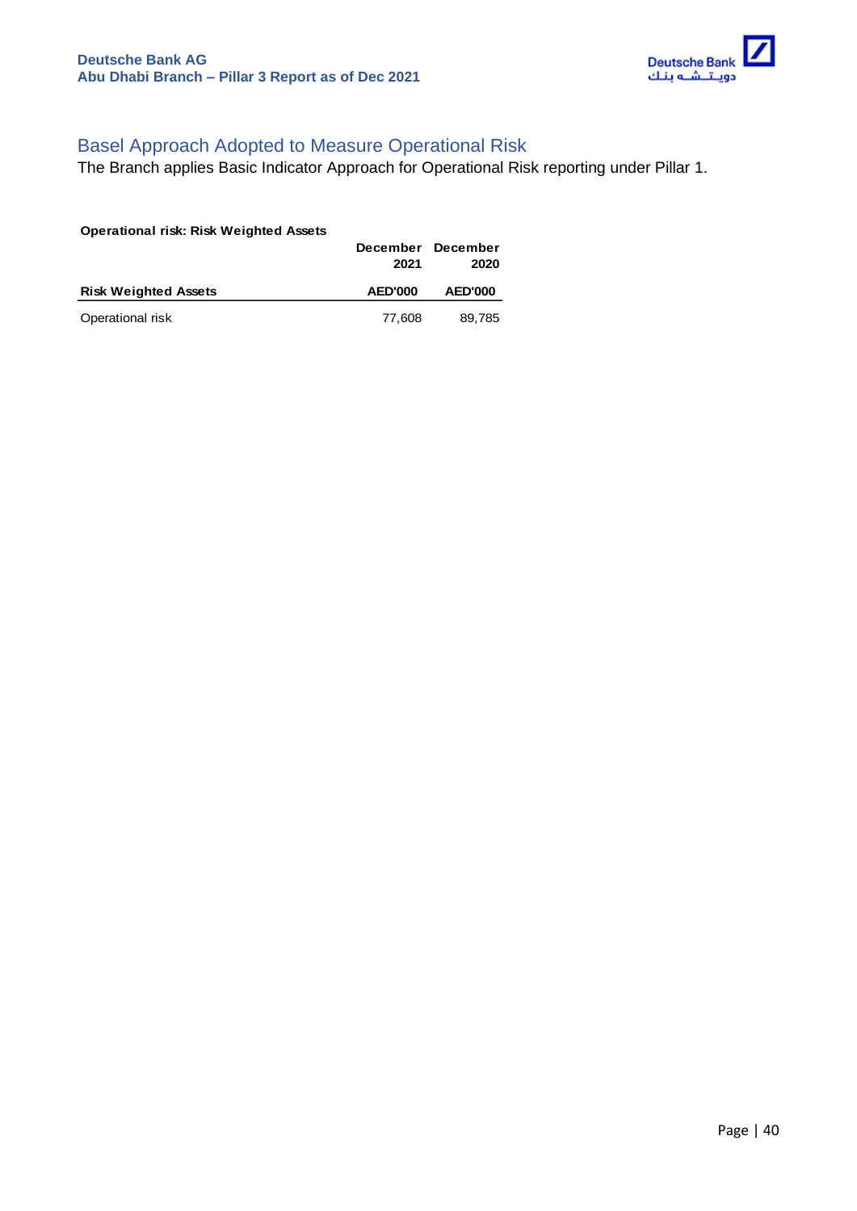## Basel Approach Adopted to Measure Operational Risk

The Branch applies Basic Indicator Approach for Operational Risk reporting under Pillar 1.

**Operational risk: Risk Weighted Assets**

| | December 2021 | December 2020 |
|---|---|---|
| **Risk Weighted Assets** | **AED'000** | **AED'000** |
| Operational risk | 77,608 | 89,785 |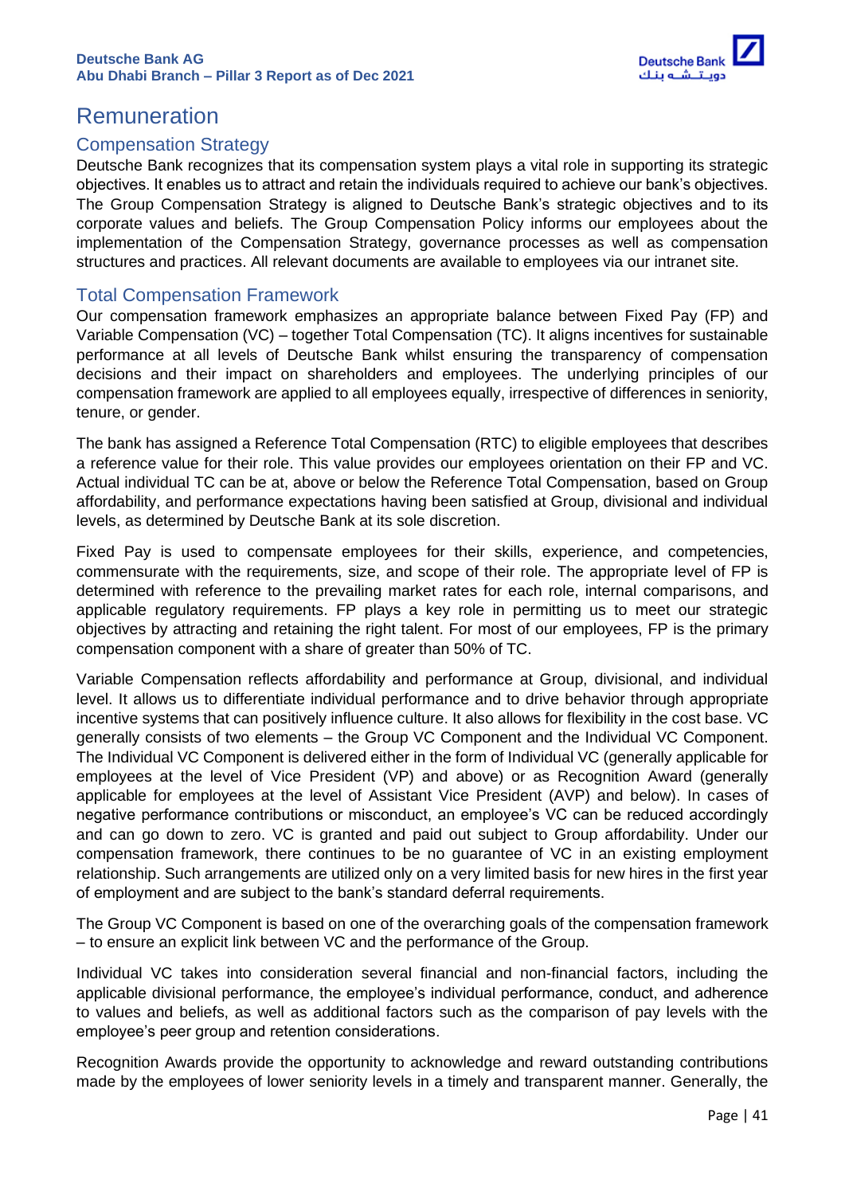# Remuneration

## Compensation Strategy

Deutsche Bank recognizes that its compensation system plays a vital role in supporting its strategic objectives. It enables us to attract and retain the individuals required to achieve our bank's objectives. The Group Compensation Strategy is aligned to Deutsche Bank's strategic objectives and to its corporate values and beliefs. The Group Compensation Policy informs our employees about the implementation of the Compensation Strategy, governance processes as well as compensation structures and practices. All relevant documents are available to employees via our intranet site.

## Total Compensation Framework

Our compensation framework emphasizes an appropriate balance between Fixed Pay (FP) and Variable Compensation (VC) – together Total Compensation (TC). It aligns incentives for sustainable performance at all levels of Deutsche Bank whilst ensuring the transparency of compensation decisions and their impact on shareholders and employees. The underlying principles of our compensation framework are applied to all employees equally, irrespective of differences in seniority, tenure, or gender.

The bank has assigned a Reference Total Compensation (RTC) to eligible employees that describes a reference value for their role. This value provides our employees orientation on their FP and VC. Actual individual TC can be at, above or below the Reference Total Compensation, based on Group affordability, and performance expectations having been satisfied at Group, divisional and individual levels, as determined by Deutsche Bank at its sole discretion.

Fixed Pay is used to compensate employees for their skills, experience, and competencies, commensurate with the requirements, size, and scope of their role. The appropriate level of FP is determined with reference to the prevailing market rates for each role, internal comparisons, and applicable regulatory requirements. FP plays a key role in permitting us to meet our strategic objectives by attracting and retaining the right talent. For most of our employees, FP is the primary compensation component with a share of greater than 50% of TC.

Variable Compensation reflects affordability and performance at Group, divisional, and individual level. It allows us to differentiate individual performance and to drive behavior through appropriate incentive systems that can positively influence culture. It also allows for flexibility in the cost base. VC generally consists of two elements – the Group VC Component and the Individual VC Component. The Individual VC Component is delivered either in the form of Individual VC (generally applicable for employees at the level of Vice President (VP) and above) or as Recognition Award (generally applicable for employees at the level of Assistant Vice President (AVP) and below). In cases of negative performance contributions or misconduct, an employee's VC can be reduced accordingly and can go down to zero. VC is granted and paid out subject to Group affordability. Under our compensation framework, there continues to be no guarantee of VC in an existing employment relationship. Such arrangements are utilized only on a very limited basis for new hires in the first year of employment and are subject to the bank's standard deferral requirements.

The Group VC Component is based on one of the overarching goals of the compensation framework – to ensure an explicit link between VC and the performance of the Group.

Individual VC takes into consideration several financial and non-financial factors, including the applicable divisional performance, the employee's individual performance, conduct, and adherence to values and beliefs, as well as additional factors such as the comparison of pay levels with the employee's peer group and retention considerations.

Recognition Awards provide the opportunity to acknowledge and reward outstanding contributions made by the employees of lower seniority levels in a timely and transparent manner. Generally, the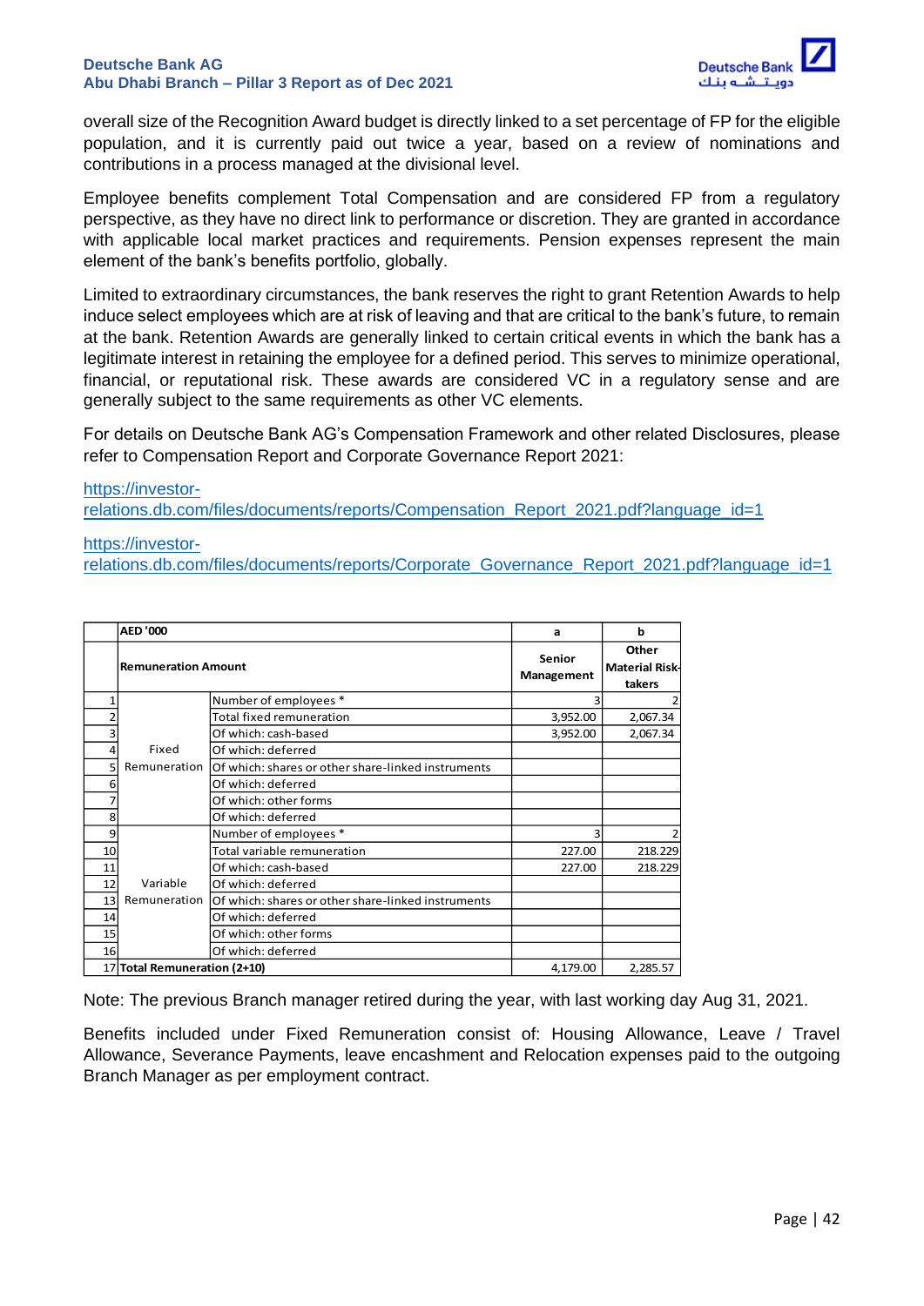overall size of the Recognition Award budget is directly linked to a set percentage of FP for the eligible population, and it is currently paid out twice a year, based on a review of nominations and contributions in a process managed at the divisional level.

Employee benefits complement Total Compensation and are considered FP from a regulatory perspective, as they have no direct link to performance or discretion. They are granted in accordance with applicable local market practices and requirements. Pension expenses represent the main element of the bank's benefits portfolio, globally.

Limited to extraordinary circumstances, the bank reserves the right to grant Retention Awards to help induce select employees which are at risk of leaving and that are critical to the bank's future, to remain at the bank. Retention Awards are generally linked to certain critical events in which the bank has a legitimate interest in retaining the employee for a defined period. This serves to minimize operational, financial, or reputational risk. These awards are considered VC in a regulatory sense and are generally subject to the same requirements as other VC elements.

For details on Deutsche Bank AG's Compensation Framework and other related Disclosures, please refer to Compensation Report and Corporate Governance Report 2021:

https://investor-relations.db.com/files/documents/reports/Compensation_Report_2021.pdf?language_id=1

https://investor-relations.db.com/files/documents/reports/Corporate_Governance_Report_2021.pdf?language_id=1

| | AED '000 | | a | b |
|---|---|---|---|---|
| | Remuneration Amount | | Senior Management | Other Material Risk-takers |
| 1 | Fixed Remuneration | Number of employees * | 3 | 2 |
| 2 | | Total fixed remuneration | 3,952.00 | 2,067.34 |
| 3 | | Of which: cash-based | 3,952.00 | 2,067.34 |
| 4 | | Of which: deferred | | |
| 5 | | Of which: shares or other share-linked instruments | | |
| 6 | | Of which: deferred | | |
| 7 | | Of which: other forms | | |
| 8 | | Of which: deferred | | |
| 9 | Variable Remuneration | Number of employees * | 3 | 2 |
| 10 | | Total variable remuneration | 227.00 | 218.229 |
| 11 | | Of which: cash-based | 227.00 | 218.229 |
| 12 | | Of which: deferred | | |
| 13 | | Of which: shares or other share-linked instruments | | |
| 14 | | Of which: deferred | | |
| 15 | | Of which: other forms | | |
| 16 | | Of which: deferred | | |
| 17 | Total Remuneration (2+10) | | 4,179.00 | 2,285.57 |

Note: The previous Branch manager retired during the year, with last working day Aug 31, 2021.

Benefits included under Fixed Remuneration consist of: Housing Allowance, Leave / Travel Allowance, Severance Payments, leave encashment and Relocation expenses paid to the outgoing Branch Manager as per employment contract.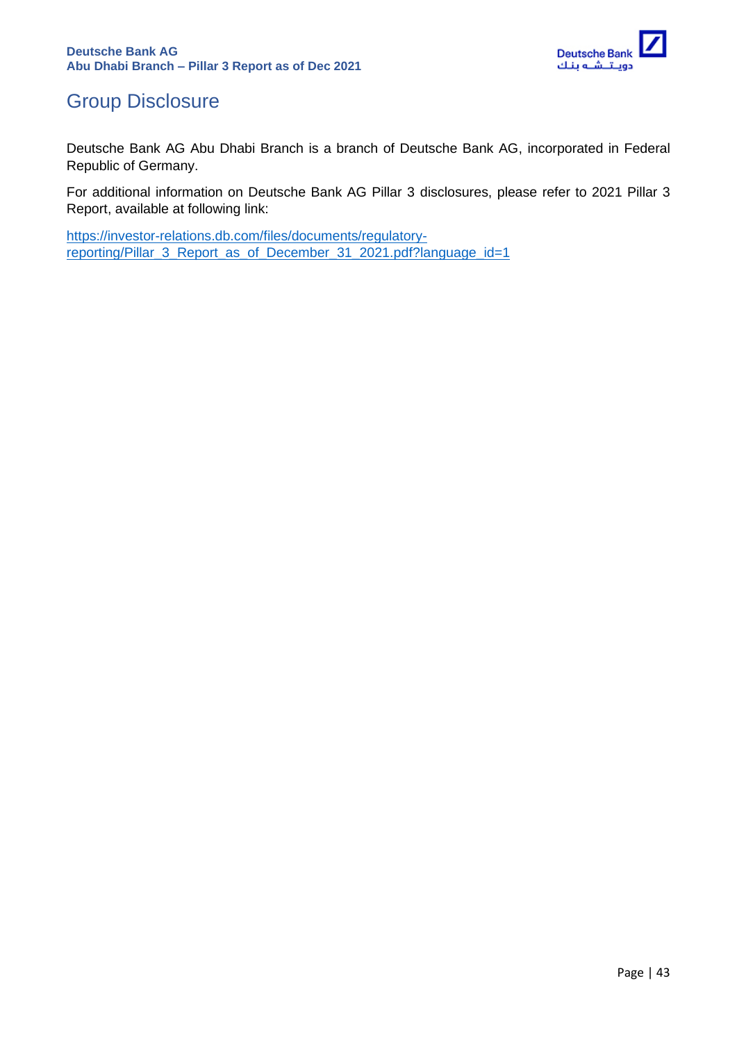# Group Disclosure

Deutsche Bank AG Abu Dhabi Branch is a branch of Deutsche Bank AG, incorporated in Federal Republic of Germany.

For additional information on Deutsche Bank AG Pillar 3 disclosures, please refer to 2021 Pillar 3 Report, available at following link:

https://investor-relations.db.com/files/documents/regulatory-reporting/Pillar_3_Report_as_of_December_31_2021.pdf?language_id=1